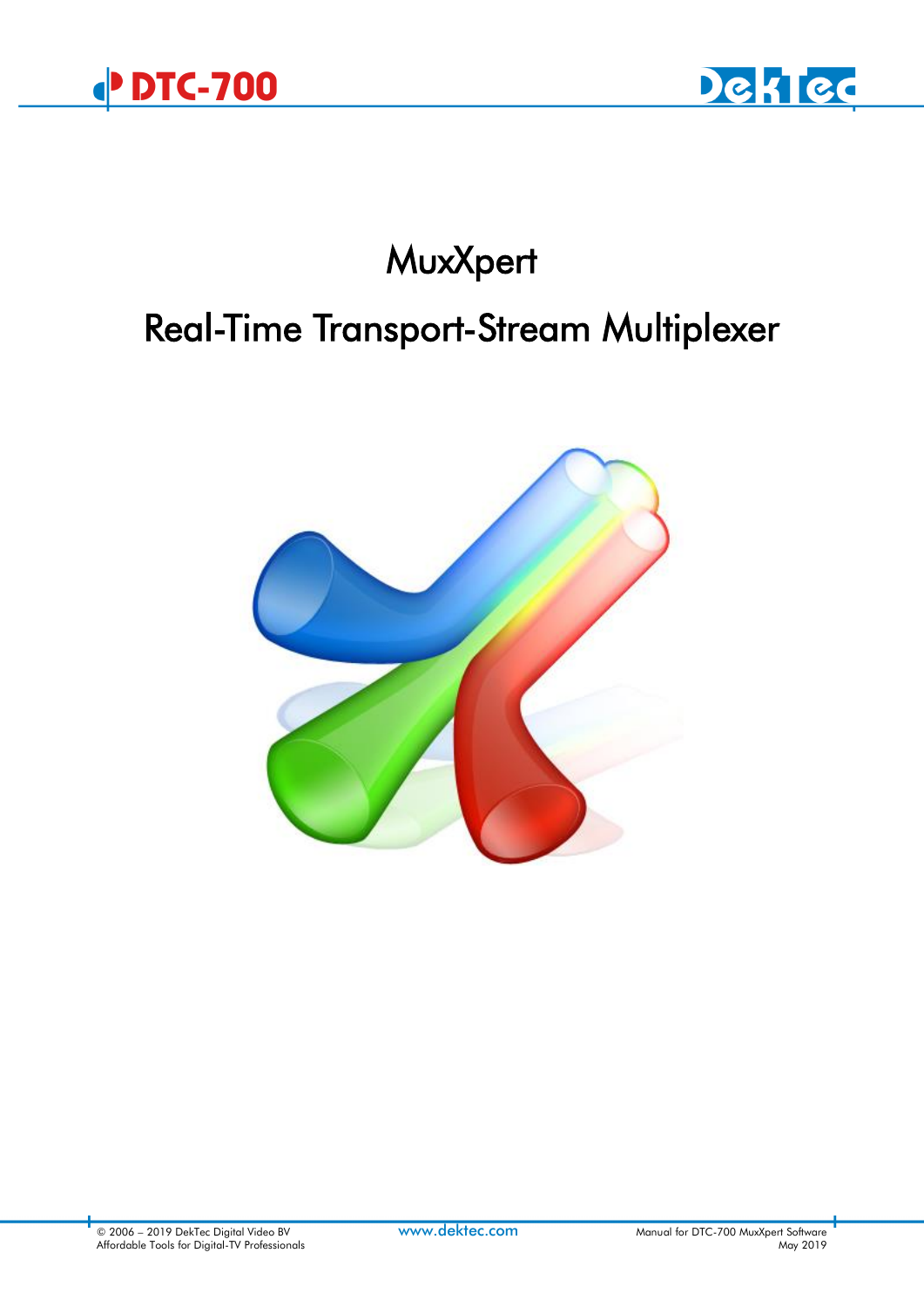# MuxXpert

## Real-Time Transport-Stream Multiplexer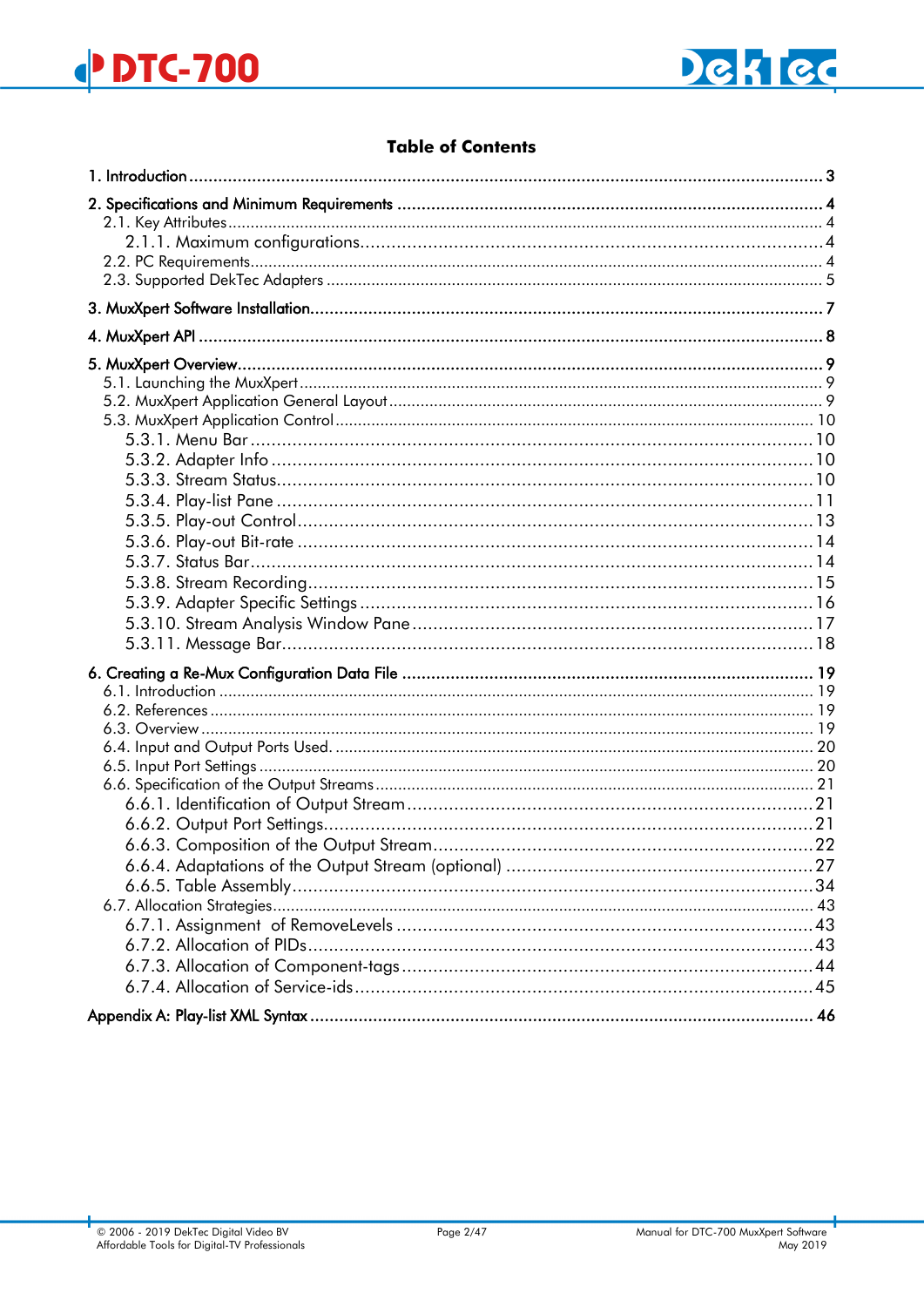## Table of Contents

1. Introduction ..... 3

2. Specifications and Minimum Requirements ..... 4
   - 2.1. Key Attributes ..... 4
     - 2.1.1. Maximum configurations ..... 4
   - 2.2. PC Requirements ..... 4
   - 2.3. Supported DekTec Adapters ..... 5

3. MuxXpert Software Installation ..... 7

4. MuxXpert API ..... 8

5. MuxXpert Overview ..... 9
   - 5.1. Launching the MuxXpert ..... 9
   - 5.2. MuxXpert Application General Layout ..... 9
   - 5.3. MuxXpert Application Control ..... 10
     - 5.3.1. Menu Bar ..... 10
     - 5.3.2. Adapter Info ..... 10
     - 5.3.3. Stream Status ..... 10
     - 5.3.4. Play-list Pane ..... 11
     - 5.3.5. Play-out Control ..... 13
     - 5.3.6. Play-out Bit-rate ..... 14
     - 5.3.7. Status Bar ..... 14
     - 5.3.8. Stream Recording ..... 15
     - 5.3.9. Adapter Specific Settings ..... 16
     - 5.3.10. Stream Analysis Window Pane ..... 17
     - 5.3.11. Message Bar ..... 18

6. Creating a Re-Mux Configuration Data File ..... 19
   - 6.1. Introduction ..... 19
   - 6.2. References ..... 19
   - 6.3. Overview ..... 19
   - 6.4. Input and Output Ports Used. ..... 20
   - 6.5. Input Port Settings ..... 20
   - 6.6. Specification of the Output Streams ..... 21
     - 6.6.1. Identification of Output Stream ..... 21
     - 6.6.2. Output Port Settings ..... 21
     - 6.6.3. Composition of the Output Stream ..... 22
     - 6.6.4. Adaptations of the Output Stream (optional) ..... 27
     - 6.6.5. Table Assembly ..... 34
   - 6.7. Allocation Strategies ..... 43
     - 6.7.1. Assignment of RemoveLevels ..... 43
     - 6.7.2. Allocation of PIDs ..... 43
     - 6.7.3. Allocation of Component-tags ..... 44
     - 6.7.4. Allocation of Service-ids ..... 45

Appendix A: Play-list XML Syntax ..... 46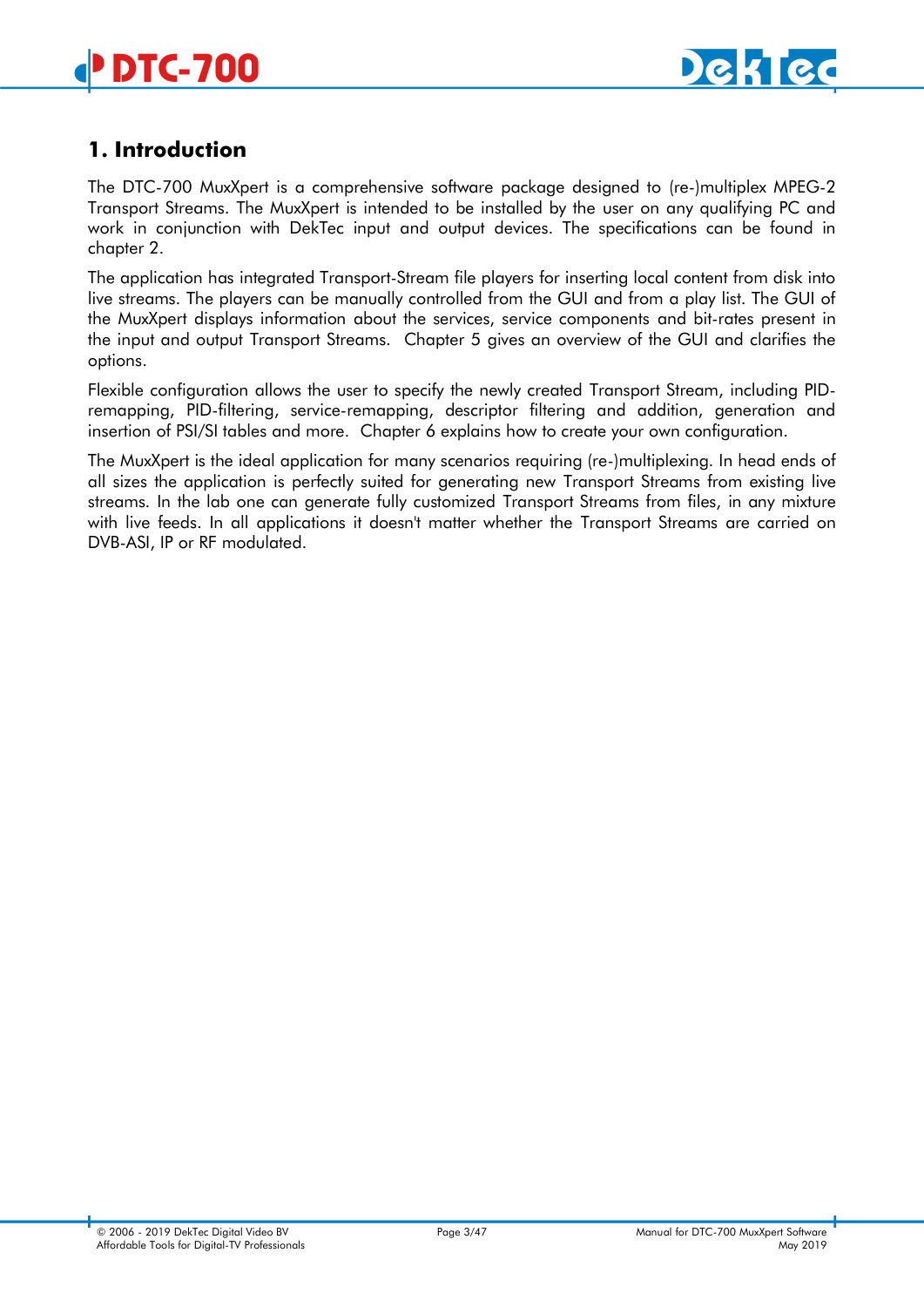# 1. Introduction

The DTC-700 MuxXpert is a comprehensive software package designed to (re-)multiplex MPEG-2 Transport Streams. The MuxXpert is intended to be installed by the user on any qualifying PC and work in conjunction with DekTec input and output devices. The specifications can be found in chapter 2.

The application has integrated Transport-Stream file players for inserting local content from disk into live streams. The players can be manually controlled from the GUI and from a play list. The GUI of the MuxXpert displays information about the services, service components and bit-rates present in the input and output Transport Streams. Chapter 5 gives an overview of the GUI and clarifies the options.

Flexible configuration allows the user to specify the newly created Transport Stream, including PID-remapping, PID-filtering, service-remapping, descriptor filtering and addition, generation and insertion of PSI/SI tables and more. Chapter 6 explains how to create your own configuration.

The MuxXpert is the ideal application for many scenarios requiring (re-)multiplexing. In head ends of all sizes the application is perfectly suited for generating new Transport Streams from existing live streams. In the lab one can generate fully customized Transport Streams from files, in any mixture with live feeds. In all applications it doesn't matter whether the Transport Streams are carried on DVB-ASI, IP or RF modulated.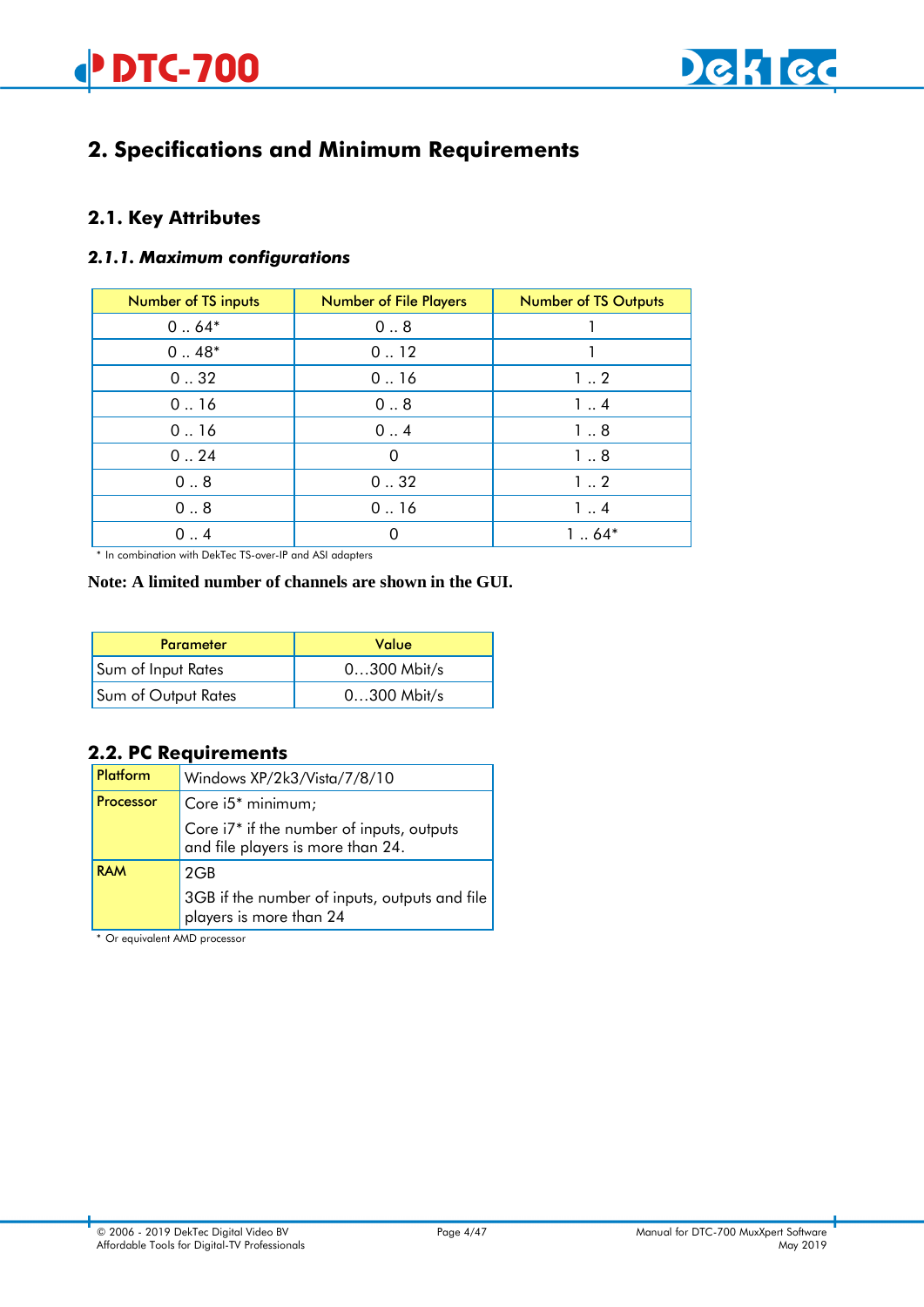# 2. Specifications and Minimum Requirements

## 2.1. Key Attributes

### *2.1.1. Maximum configurations*

| Number of TS inputs | Number of File Players | Number of TS Outputs |
|---|---|---|
| 0 .. 64* | 0 .. 8 | 1 |
| 0 .. 48* | 0 .. 12 | 1 |
| 0 .. 32 | 0 .. 16 | 1 .. 2 |
| 0 .. 16 | 0 .. 8 | 1 .. 4 |
| 0 .. 16 | 0 .. 4 | 1 .. 8 |
| 0 .. 24 | 0 | 1 .. 8 |
| 0 .. 8 | 0 .. 32 | 1 .. 2 |
| 0 .. 8 | 0 .. 16 | 1 .. 4 |
| 0 .. 4 | 0 | 1 .. 64* |

\* In combination with DekTec TS-over-IP and ASI adapters

**Note: A limited number of channels are shown in the GUI.**

| Parameter | Value |
|---|---|
| Sum of Input Rates | 0…300 Mbit/s |
| Sum of Output Rates | 0…300 Mbit/s |

## 2.2. PC Requirements

| | |
|---|---|
| Platform | Windows XP/2k3/Vista/7/8/10 |
| Processor | Core i5* minimum;<br>Core i7* if the number of inputs, outputs and file players is more than 24. |
| RAM | 2GB<br>3GB if the number of inputs, outputs and file players is more than 24 |

\* Or equivalent AMD processor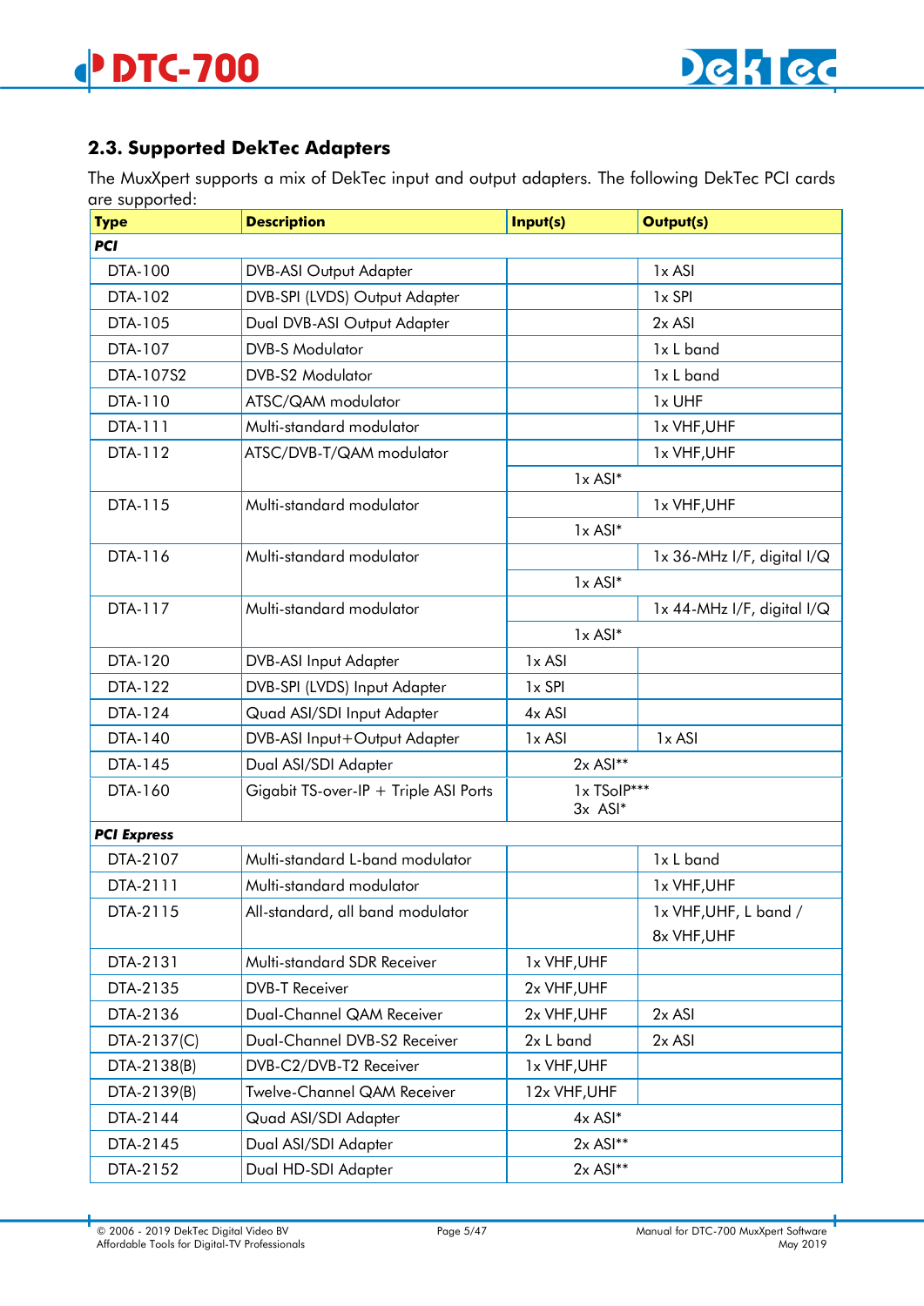## 2.3. Supported DekTec Adapters

The MuxXpert supports a mix of DekTec input and output adapters. The following DekTec PCI cards are supported:

| Type | Description | Input(s) | Output(s) |
|---|---|---|---|
| ***PCI*** | | | |
| DTA-100 | DVB-ASI Output Adapter | | 1x ASI |
| DTA-102 | DVB-SPI (LVDS) Output Adapter | | 1x SPI |
| DTA-105 | Dual DVB-ASI Output Adapter | | 2x ASI |
| DTA-107 | DVB-S Modulator | | 1x L band |
| DTA-107S2 | DVB-S2 Modulator | | 1x L band |
| DTA-110 | ATSC/QAM modulator | | 1x UHF |
| DTA-111 | Multi-standard modulator | | 1x VHF,UHF |
| DTA-112 | ATSC/DVB-T/QAM modulator | | 1x VHF,UHF |
| | | 1x ASI* | |
| DTA-115 | Multi-standard modulator | | 1x VHF,UHF |
| | | 1x ASI* | |
| DTA-116 | Multi-standard modulator | | 1x 36-MHz I/F, digital I/Q |
| | | 1x ASI* | |
| DTA-117 | Multi-standard modulator | | 1x 44-MHz I/F, digital I/Q |
| | | 1x ASI* | |
| DTA-120 | DVB-ASI Input Adapter | 1x ASI | |
| DTA-122 | DVB-SPI (LVDS) Input Adapter | 1x SPI | |
| DTA-124 | Quad ASI/SDI Input Adapter | 4x ASI | |
| DTA-140 | DVB-ASI Input+Output Adapter | 1x ASI | 1x ASI |
| DTA-145 | Dual ASI/SDI Adapter | 2x ASI** | |
| DTA-160 | Gigabit TS-over-IP + Triple ASI Ports | 1x TSoIP*** 3x ASI* | |
| ***PCI Express*** | | | |
| DTA-2107 | Multi-standard L-band modulator | | 1x L band |
| DTA-2111 | Multi-standard modulator | | 1x VHF,UHF |
| DTA-2115 | All-standard, all band modulator | | 1x VHF,UHF, L band / 8x VHF,UHF |
| DTA-2131 | Multi-standard SDR Receiver | 1x VHF,UHF | |
| DTA-2135 | DVB-T Receiver | 2x VHF,UHF | |
| DTA-2136 | Dual-Channel QAM Receiver | 2x VHF,UHF | 2x ASI |
| DTA-2137(C) | Dual-Channel DVB-S2 Receiver | 2x L band | 2x ASI |
| DTA-2138(B) | DVB-C2/DVB-T2 Receiver | 1x VHF,UHF | |
| DTA-2139(B) | Twelve-Channel QAM Receiver | 12x VHF,UHF | |
| DTA-2144 | Quad ASI/SDI Adapter | 4x ASI* | |
| DTA-2145 | Dual ASI/SDI Adapter | 2x ASI** | |
| DTA-2152 | Dual HD-SDI Adapter | 2x ASI** | |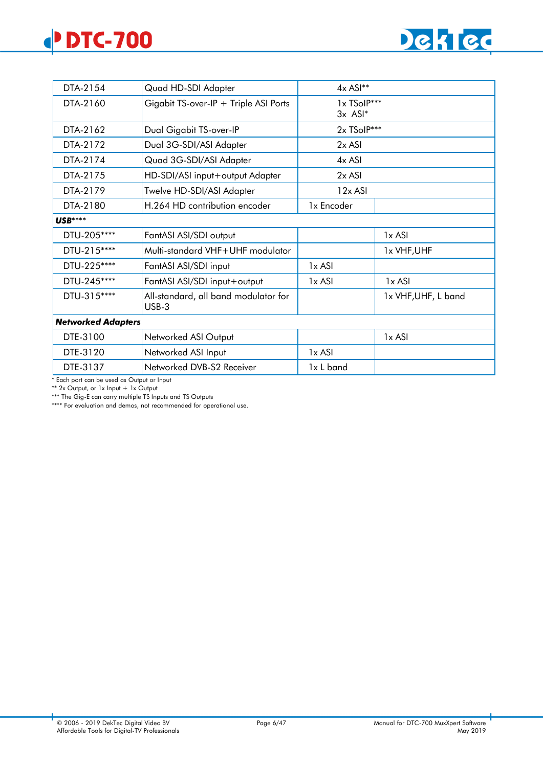| | | | |
|---|---|---|---|
| DTA-2154 | Quad HD-SDI Adapter | 4x ASI** | |
| DTA-2160 | Gigabit TS-over-IP + Triple ASI Ports | 1x TSoIP***<br>3x ASI* | |
| DTA-2162 | Dual Gigabit TS-over-IP | 2x TSoIP*** | |
| DTA-2172 | Dual 3G-SDI/ASI Adapter | 2x ASI | |
| DTA-2174 | Quad 3G-SDI/ASI Adapter | 4x ASI | |
| DTA-2175 | HD-SDI/ASI input+output Adapter | 2x ASI | |
| DTA-2179 | Twelve HD-SDI/ASI Adapter | 12x ASI | |
| DTA-2180 | H.264 HD contribution encoder | 1x Encoder | |
| ***USB***** | | | |
| DTU-205**** | FantASI ASI/SDI output | | 1x ASI |
| DTU-215**** | Multi-standard VHF+UHF modulator | | 1x VHF,UHF |
| DTU-225**** | FantASI ASI/SDI input | 1x ASI | |
| DTU-245**** | FantASI ASI/SDI input+output | 1x ASI | 1x ASI |
| DTU-315**** | All-standard, all band modulator for USB-3 | | 1x VHF,UHF, L band |
| ***Networked Adapters*** | | | |
| DTE-3100 | Networked ASI Output | | 1x ASI |
| DTE-3120 | Networked ASI Input | 1x ASI | |
| DTE-3137 | Networked DVB-S2 Receiver | 1x L band | |

* Each port can be used as Output or Input
** 2x Output, or 1x Input + 1x Output
*** The Gig-E can carry multiple TS Inputs and TS Outputs
**** For evaluation and demos, not recommended for operational use.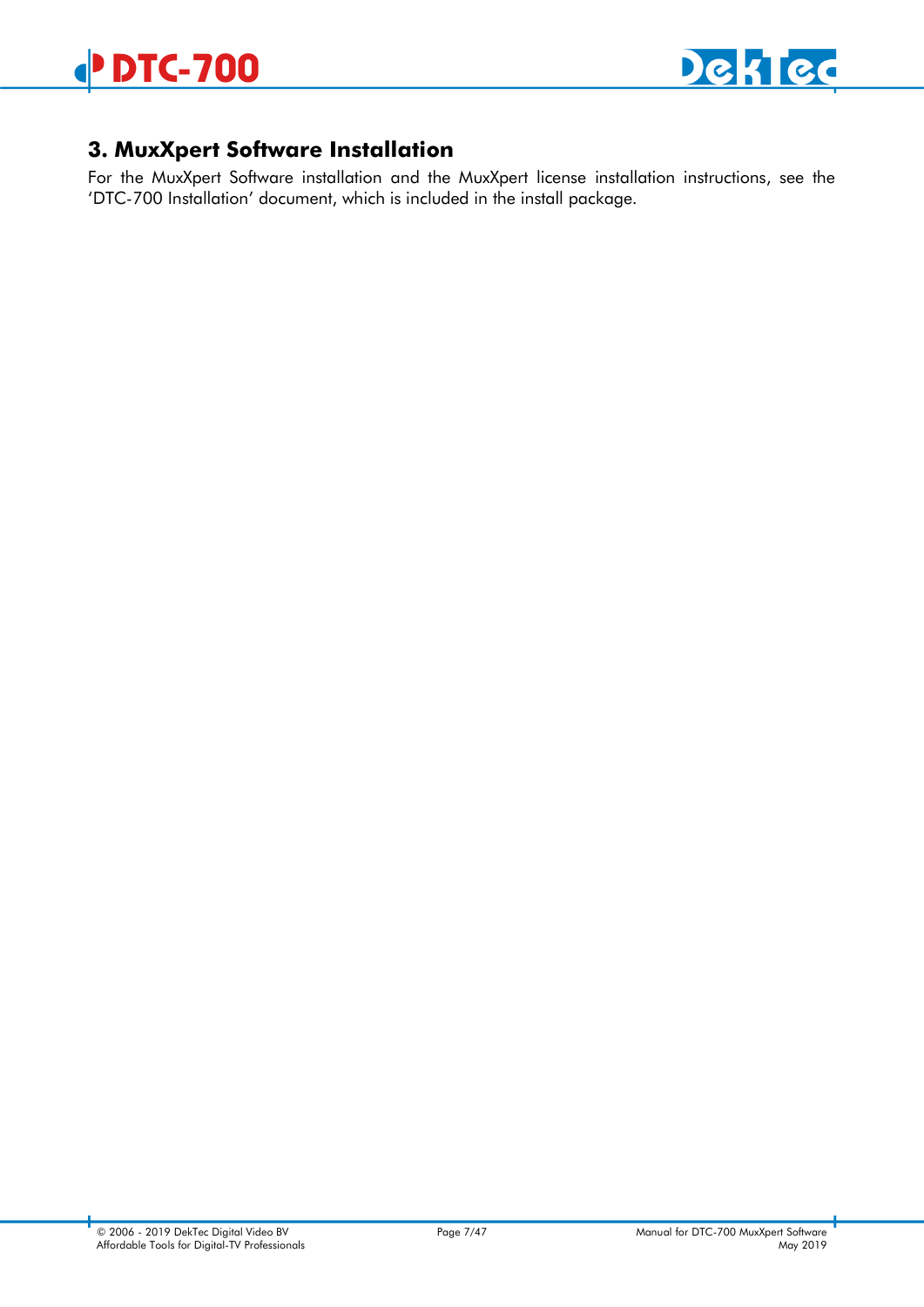# 3. MuxXpert Software Installation

For the MuxXpert Software installation and the MuxXpert license installation instructions, see the 'DTC-700 Installation' document, which is included in the install package.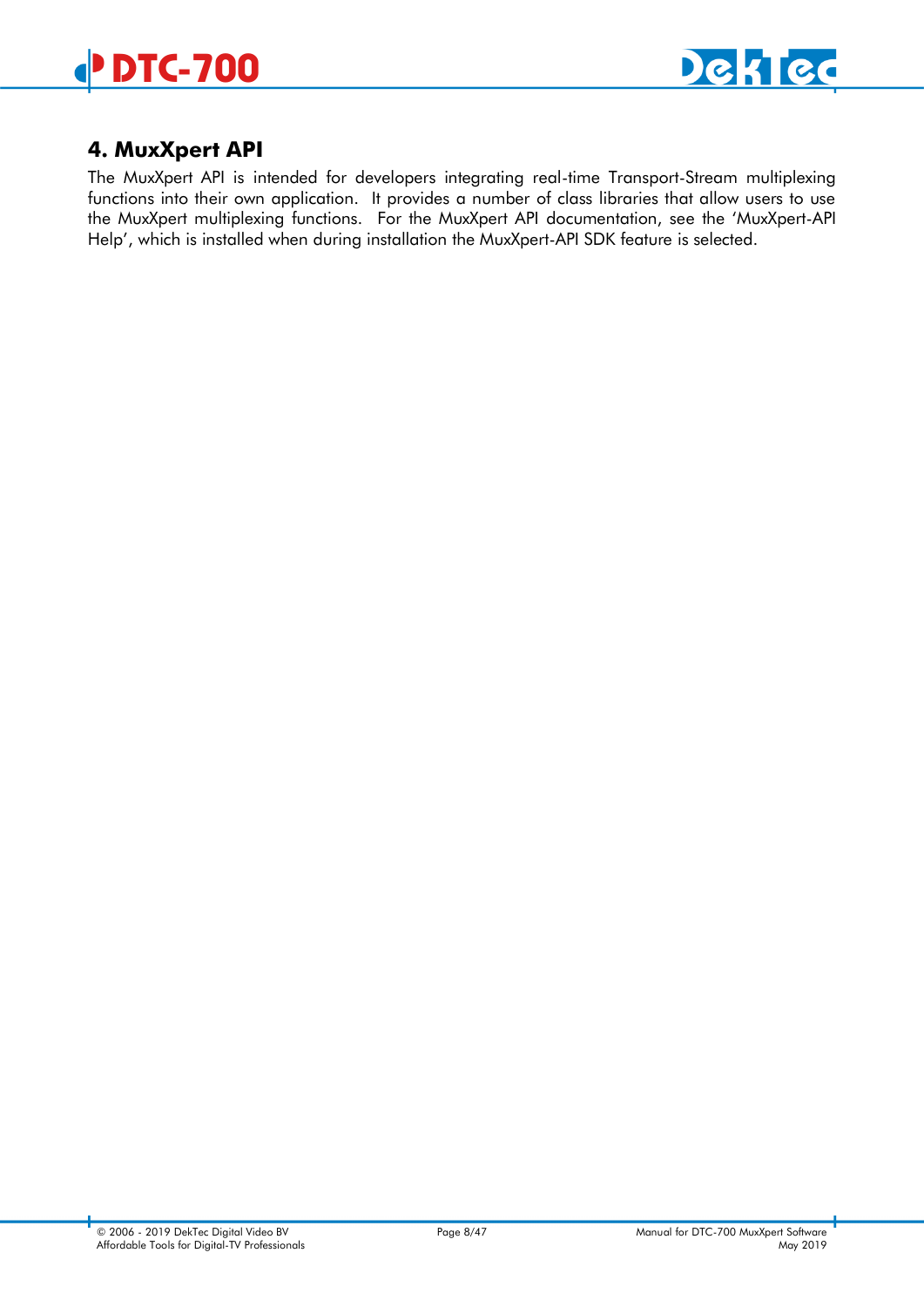# 4. MuxXpert API

The MuxXpert API is intended for developers integrating real-time Transport-Stream multiplexing functions into their own application. It provides a number of class libraries that allow users to use the MuxXpert multiplexing functions. For the MuxXpert API documentation, see the 'MuxXpert-API Help', which is installed when during installation the MuxXpert-API SDK feature is selected.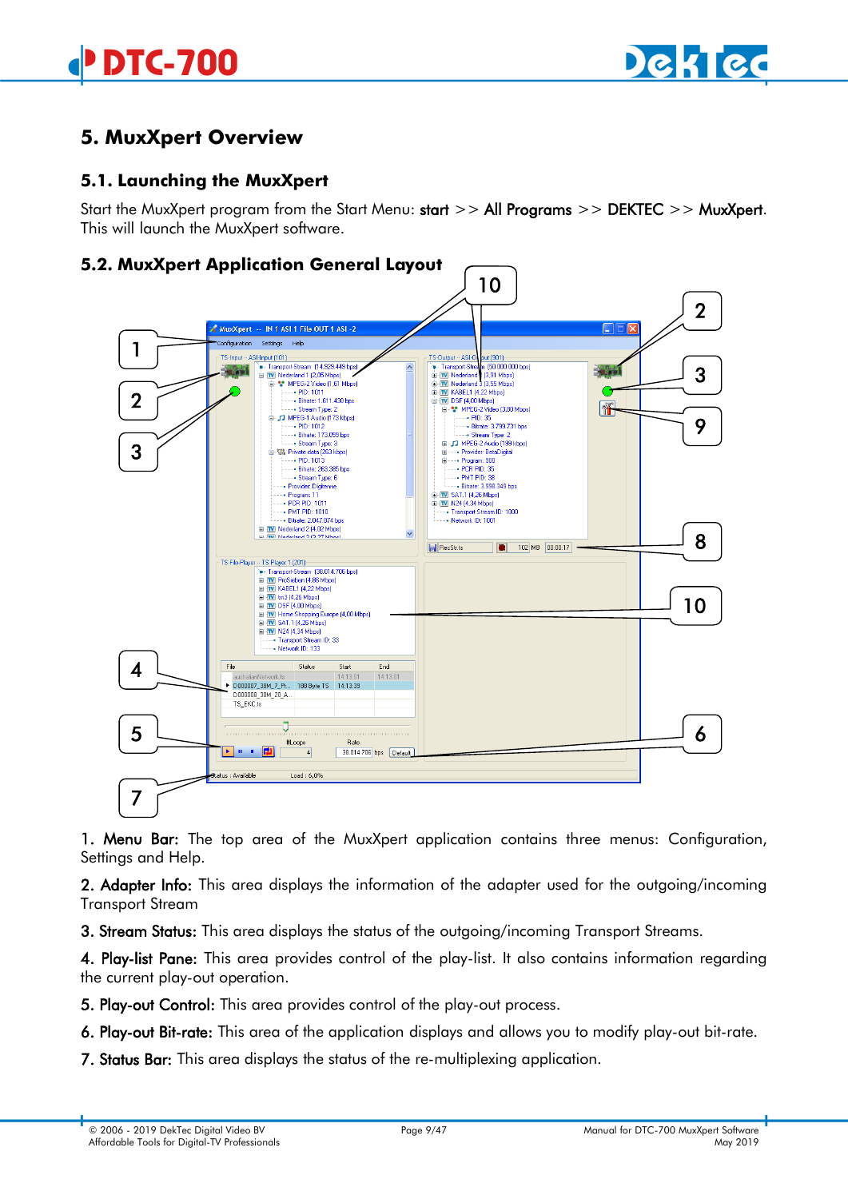## 5. MuxXpert Overview

### 5.1. Launching the MuxXpert

Start the MuxXpert program from the Start Menu: **start** >> **All Programs** >> **DEKTEC** >> **MuxXpert**. This will launch the MuxXpert software.

### 5.2. MuxXpert Application General Layout

**1. Menu Bar:** The top area of the MuxXpert application contains three menus: Configuration, Settings and Help.

**2. Adapter Info:** This area displays the information of the adapter used for the outgoing/incoming Transport Stream

**3. Stream Status:** This area displays the status of the outgoing/incoming Transport Streams.

**4. Play-list Pane:** This area provides control of the play-list. It also contains information regarding the current play-out operation.

**5. Play-out Control:** This area provides control of the play-out process.

**6. Play-out Bit-rate:** This area of the application displays and allows you to modify play-out bit-rate.

**7. Status Bar:** This area displays the status of the re-multiplexing application.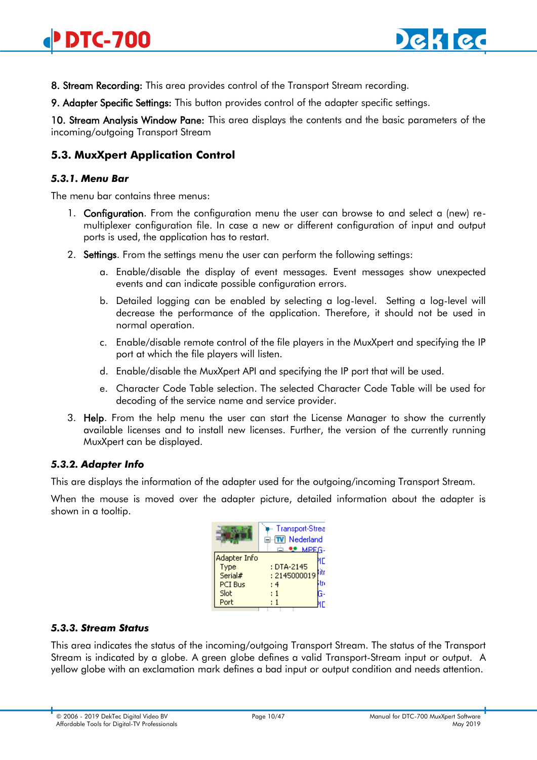**8. Stream Recording:** This area provides control of the Transport Stream recording.

**9. Adapter Specific Settings:** This button provides control of the adapter specific settings.

**10. Stream Analysis Window Pane:** This area displays the contents and the basic parameters of the incoming/outgoing Transport Stream

## 5.3. MuxXpert Application Control

### *5.3.1. Menu Bar*

The menu bar contains three menus:

1. **Configuration**. From the configuration menu the user can browse to and select a (new) re-multiplexer configuration file. In case a new or different configuration of input and output ports is used, the application has to restart.
2. **Settings**. From the settings menu the user can perform the following settings:
   a. Enable/disable the display of event messages. Event messages show unexpected events and can indicate possible configuration errors.
   b. Detailed logging can be enabled by selecting a log-level. Setting a log-level will decrease the performance of the application. Therefore, it should not be used in normal operation.
   c. Enable/disable remote control of the file players in the MuxXpert and specifying the IP port at which the file players will listen.
   d. Enable/disable the MuxXpert API and specifying the IP port that will be used.
   e. Character Code Table selection. The selected Character Code Table will be used for decoding of the service name and service provider.
3. **Help**. From the help menu the user can start the License Manager to show the currently available licenses and to install new licenses. Further, the version of the currently running MuxXpert can be displayed.

### *5.3.2. Adapter Info*

This are displays the information of the adapter used for the outgoing/incoming Transport Stream.

When the mouse is moved over the adapter picture, detailed information about the adapter is shown in a tooltip.

### *5.3.3. Stream Status*

This area indicates the status of the incoming/outgoing Transport Stream. The status of the Transport Stream is indicated by a globe. A green globe defines a valid Transport-Stream input or output. A yellow globe with an exclamation mark defines a bad input or output condition and needs attention.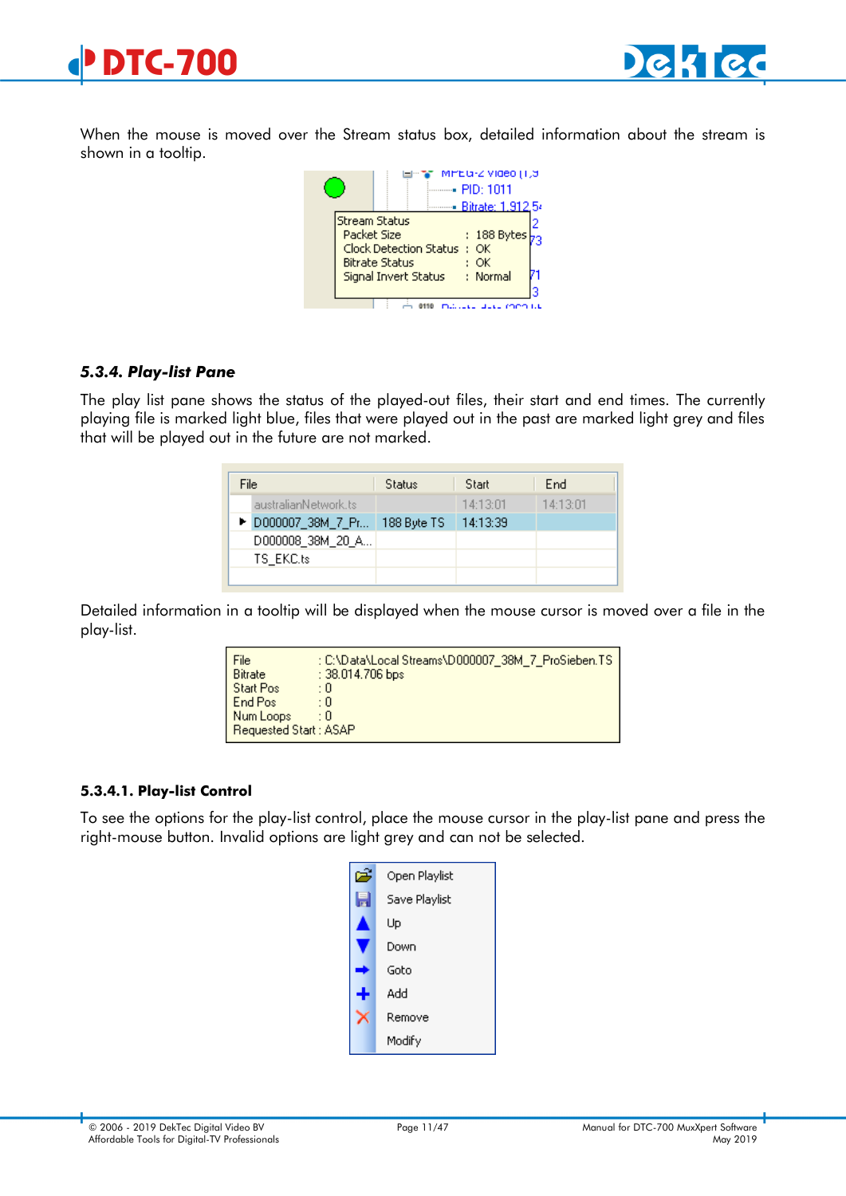When the mouse is moved over the Stream status box, detailed information about the stream is shown in a tooltip.

### 5.3.4. Play-list Pane

The play list pane shows the status of the played-out files, their start and end times. The currently playing file is marked light blue, files that were played out in the past are marked light grey and files that will be played out in the future are not marked.

Detailed information in a tooltip will be displayed when the mouse cursor is moved over a file in the play-list.

#### 5.3.4.1. Play-list Control

To see the options for the play-list control, place the mouse cursor in the play-list pane and press the right-mouse button. Invalid options are light grey and can not be selected.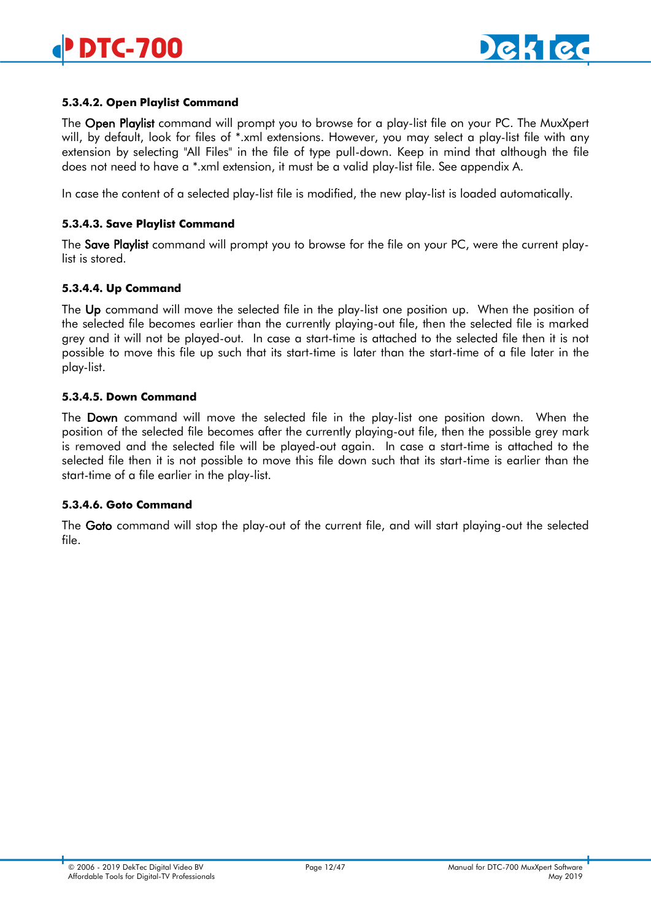#### 5.3.4.2. Open Playlist Command

The Open Playlist command will prompt you to browse for a play-list file on your PC. The MuxXpert will, by default, look for files of *.xml extensions. However, you may select a play-list file with any extension by selecting "All Files" in the file of type pull-down. Keep in mind that although the file does not need to have a *.xml extension, it must be a valid play-list file. See appendix A.

In case the content of a selected play-list file is modified, the new play-list is loaded automatically.

#### 5.3.4.3. Save Playlist Command

The Save Playlist command will prompt you to browse for the file on your PC, were the current play-list is stored.

#### 5.3.4.4. Up Command

The Up command will move the selected file in the play-list one position up. When the position of the selected file becomes earlier than the currently playing-out file, then the selected file is marked grey and it will not be played-out. In case a start-time is attached to the selected file then it is not possible to move this file up such that its start-time is later than the start-time of a file later in the play-list.

#### 5.3.4.5. Down Command

The Down command will move the selected file in the play-list one position down. When the position of the selected file becomes after the currently playing-out file, then the possible grey mark is removed and the selected file will be played-out again. In case a start-time is attached to the selected file then it is not possible to move this file down such that its start-time is earlier than the start-time of a file earlier in the play-list.

#### 5.3.4.6. Goto Command

The Goto command will stop the play-out of the current file, and will start playing-out the selected file.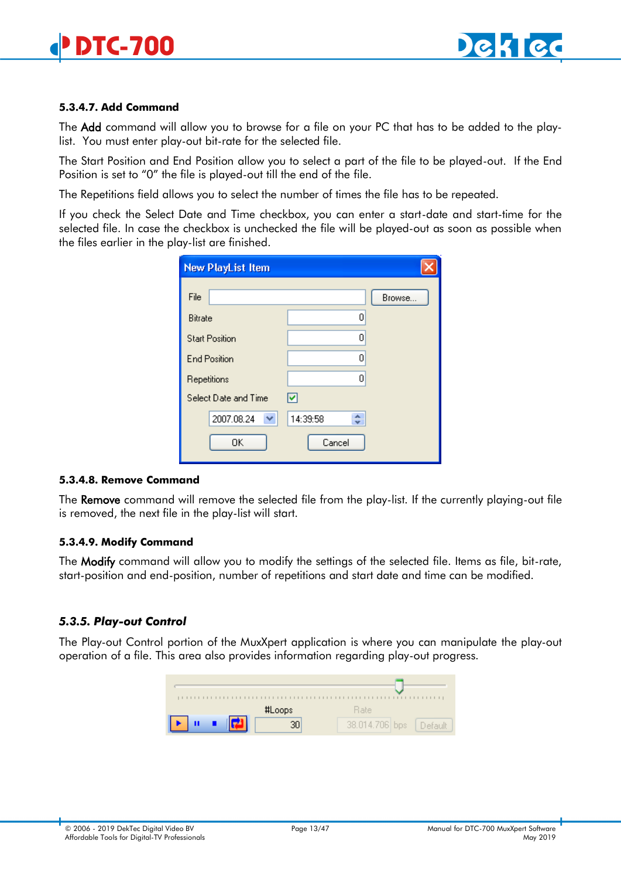#### 5.3.4.7. Add Command

The **Add** command will allow you to browse for a file on your PC that has to be added to the play-list. You must enter play-out bit-rate for the selected file.

The Start Position and End Position allow you to select a part of the file to be played-out. If the End Position is set to "0" the file is played-out till the end of the file.

The Repetitions field allows you to select the number of times the file has to be repeated.

If you check the Select Date and Time checkbox, you can enter a start-date and start-time for the selected file. In case the checkbox is unchecked the file will be played-out as soon as possible when the files earlier in the play-list are finished.

#### 5.3.4.8. Remove Command

The **Remove** command will remove the selected file from the play-list. If the currently playing-out file is removed, the next file in the play-list will start.

#### 5.3.4.9. Modify Command

The **Modify** command will allow you to modify the settings of the selected file. Items as file, bit-rate, start-position and end-position, number of repetitions and start date and time can be modified.

### *5.3.5. Play-out Control*

The Play-out Control portion of the MuxXpert application is where you can manipulate the play-out operation of a file. This area also provides information regarding play-out progress.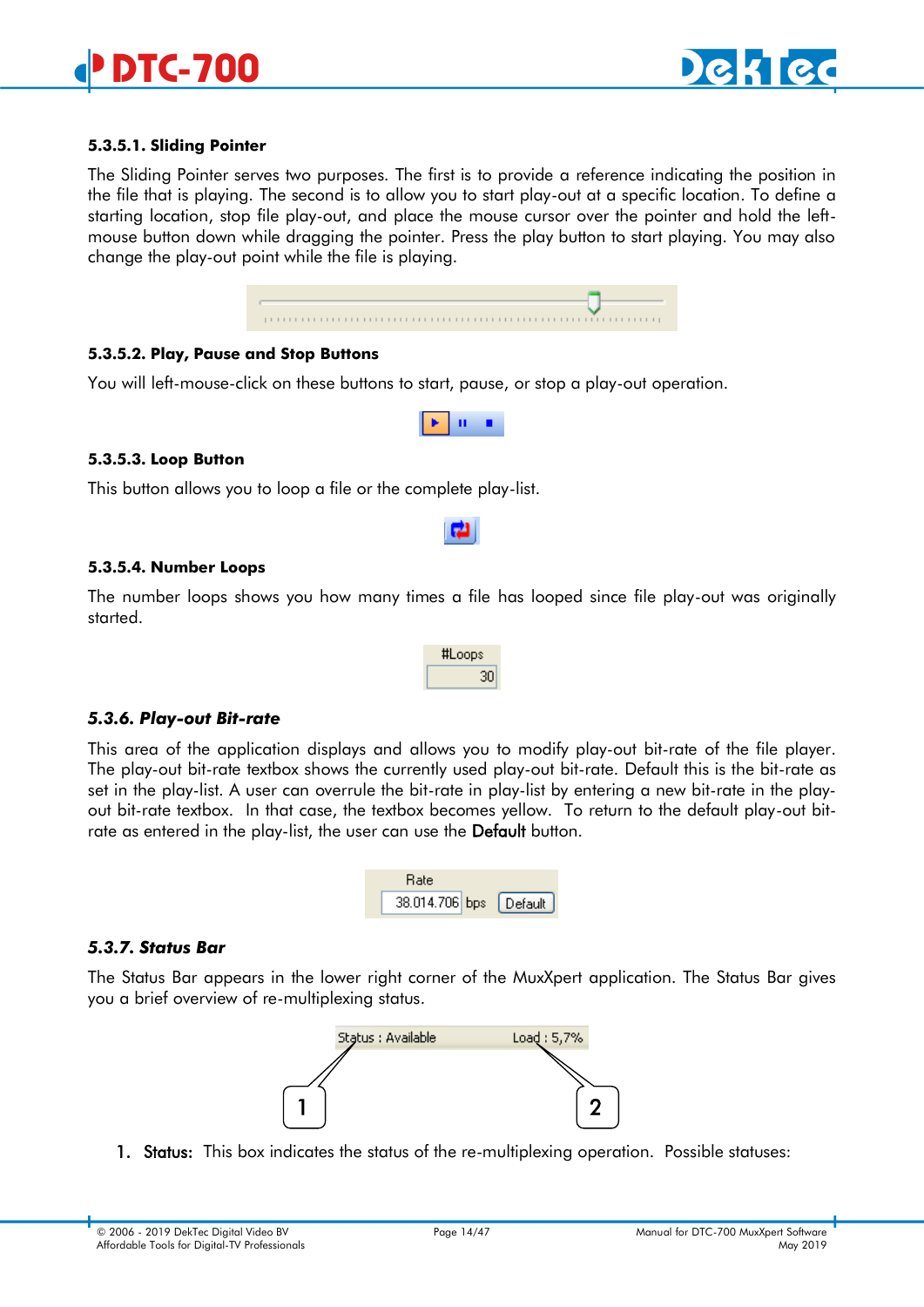#### 5.3.5.1. Sliding Pointer

The Sliding Pointer serves two purposes. The first is to provide a reference indicating the position in the file that is playing. The second is to allow you to start play-out at a specific location. To define a starting location, stop file play-out, and place the mouse cursor over the pointer and hold the left-mouse button down while dragging the pointer. Press the play button to start playing. You may also change the play-out point while the file is playing.

#### 5.3.5.2. Play, Pause and Stop Buttons

You will left-mouse-click on these buttons to start, pause, or stop a play-out operation.

#### 5.3.5.3. Loop Button

This button allows you to loop a file or the complete play-list.

#### 5.3.5.4. Number Loops

The number loops shows you how many times a file has looped since file play-out was originally started.

### *5.3.6. Play-out Bit-rate*

This area of the application displays and allows you to modify play-out bit-rate of the file player. The play-out bit-rate textbox shows the currently used play-out bit-rate. Default this is the bit-rate as set in the play-list. A user can overrule the bit-rate in play-list by entering a new bit-rate in the play-out bit-rate textbox. In that case, the textbox becomes yellow. To return to the default play-out bit-rate as entered in the play-list, the user can use the **Default** button.

### *5.3.7. Status Bar*

The Status Bar appears in the lower right corner of the MuxXpert application. The Status Bar gives you a brief overview of re-multiplexing status.

1. **Status:** This box indicates the status of the re-multiplexing operation. Possible statuses: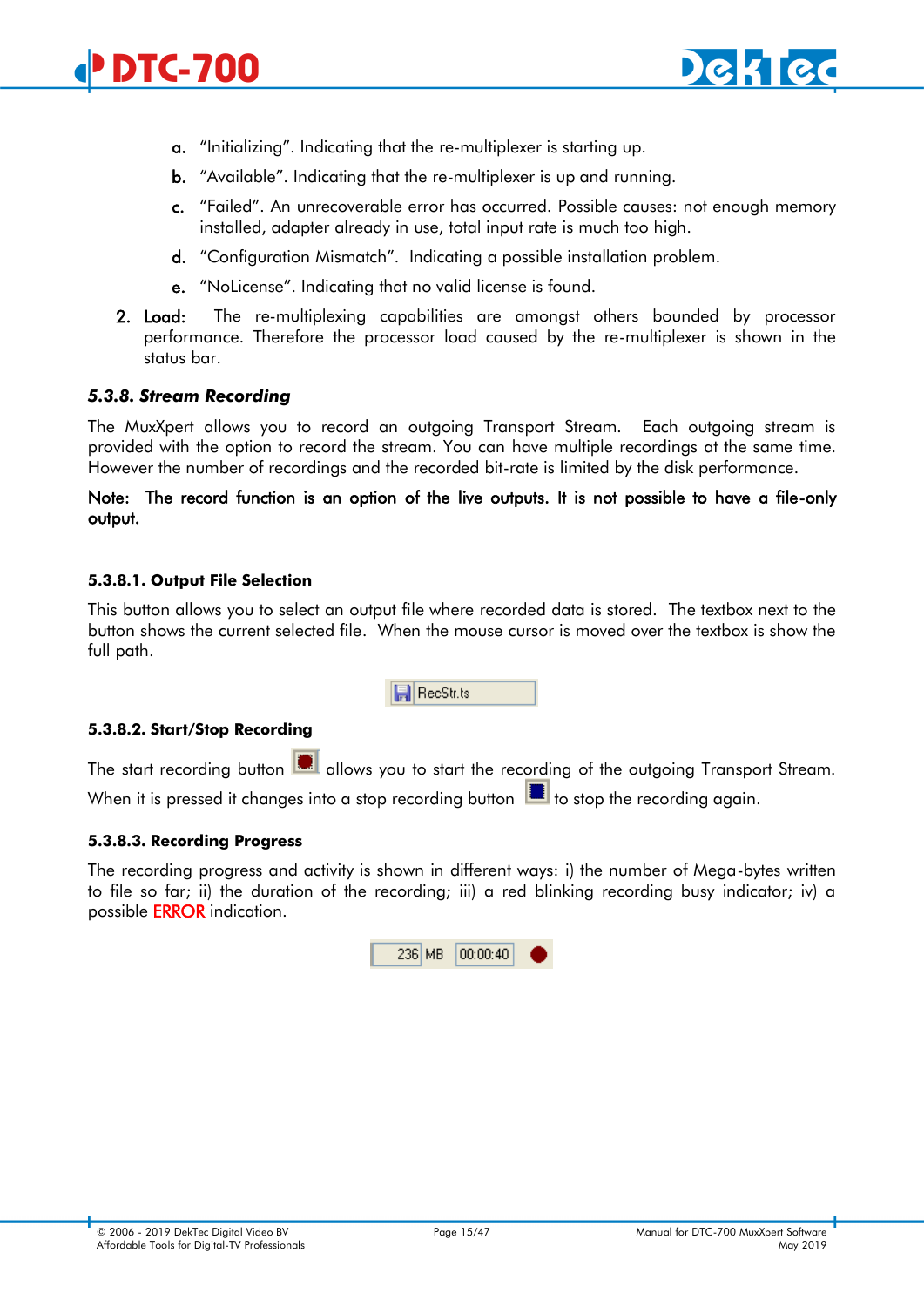a. “Initializing”. Indicating that the re-multiplexer is starting up.
b. “Available”. Indicating that the re-multiplexer is up and running.
c. “Failed”. An unrecoverable error has occurred. Possible causes: not enough memory installed, adapter already in use, total input rate is much too high.
d. “Configuration Mismatch”. Indicating a possible installation problem.
e. “NoLicense”. Indicating that no valid license is found.

2. **Load:** The re-multiplexing capabilities are amongst others bounded by processor performance. Therefore the processor load caused by the re-multiplexer is shown in the status bar.

### *5.3.8. Stream Recording*

The MuxXpert allows you to record an outgoing Transport Stream. Each outgoing stream is provided with the option to record the stream. You can have multiple recordings at the same time. However the number of recordings and the recorded bit-rate is limited by the disk performance.

**Note: The record function is an option of the live outputs. It is not possible to have a file-only output.**

#### 5.3.8.1. Output File Selection

This button allows you to select an output file where recorded data is stored. The textbox next to the button shows the current selected file. When the mouse cursor is moved over the textbox is show the full path.

#### 5.3.8.2. Start/Stop Recording

The start recording button allows you to start the recording of the outgoing Transport Stream. When it is pressed it changes into a stop recording button to stop the recording again.

#### 5.3.8.3. Recording Progress

The recording progress and activity is shown in different ways: i) the number of Mega-bytes written to file so far; ii) the duration of the recording; iii) a red blinking recording busy indicator; iv) a possible ERROR indication.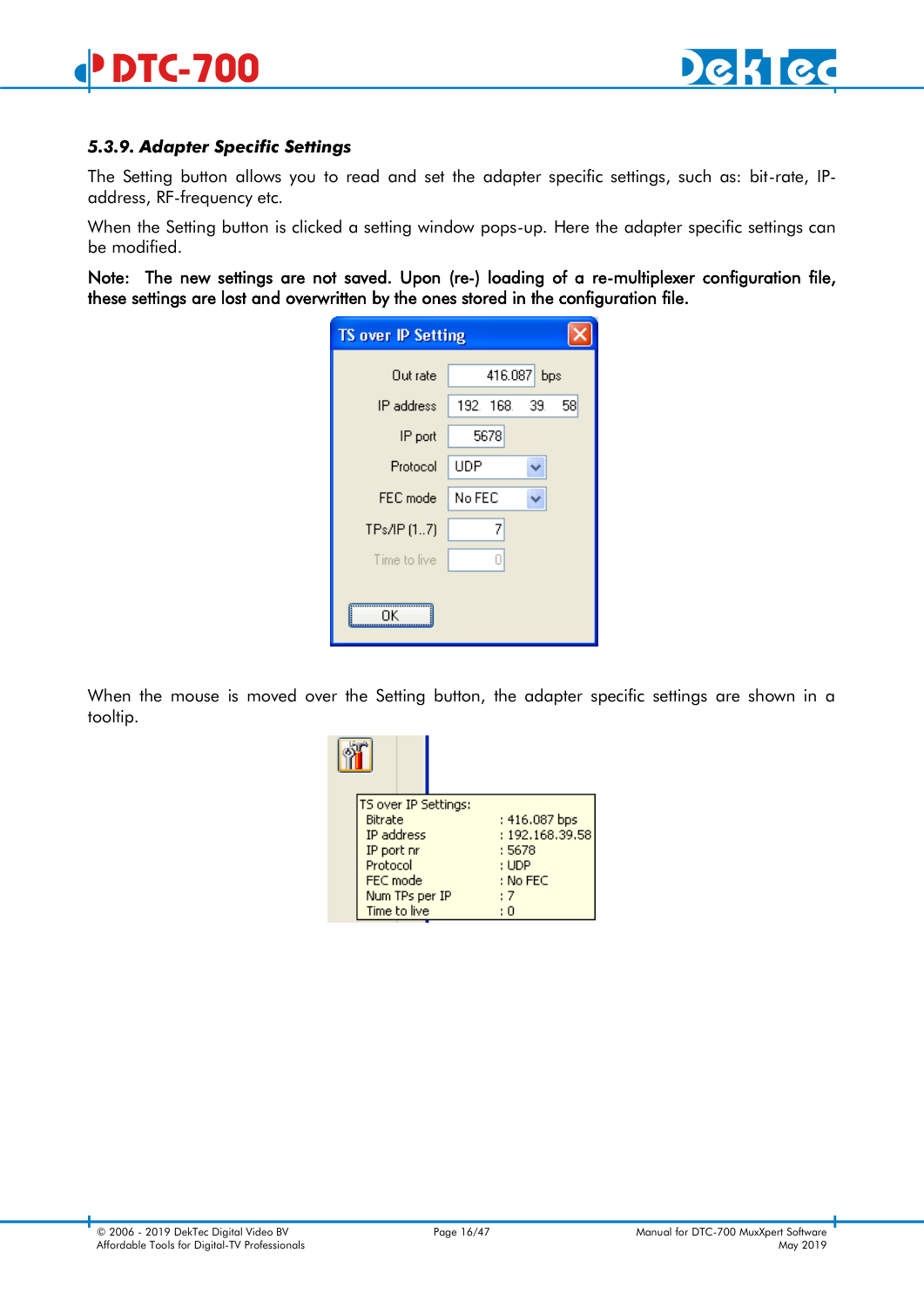### *5.3.9. Adapter Specific Settings*

The Setting button allows you to read and set the adapter specific settings, such as: bit-rate, IP-address, RF-frequency etc.

When the Setting button is clicked a setting window pops-up. Here the adapter specific settings can be modified.

**Note: The new settings are not saved. Upon (re-) loading of a re-multiplexer configuration file, these settings are lost and overwritten by the ones stored in the configuration file.**

When the mouse is moved over the Setting button, the adapter specific settings are shown in a tooltip.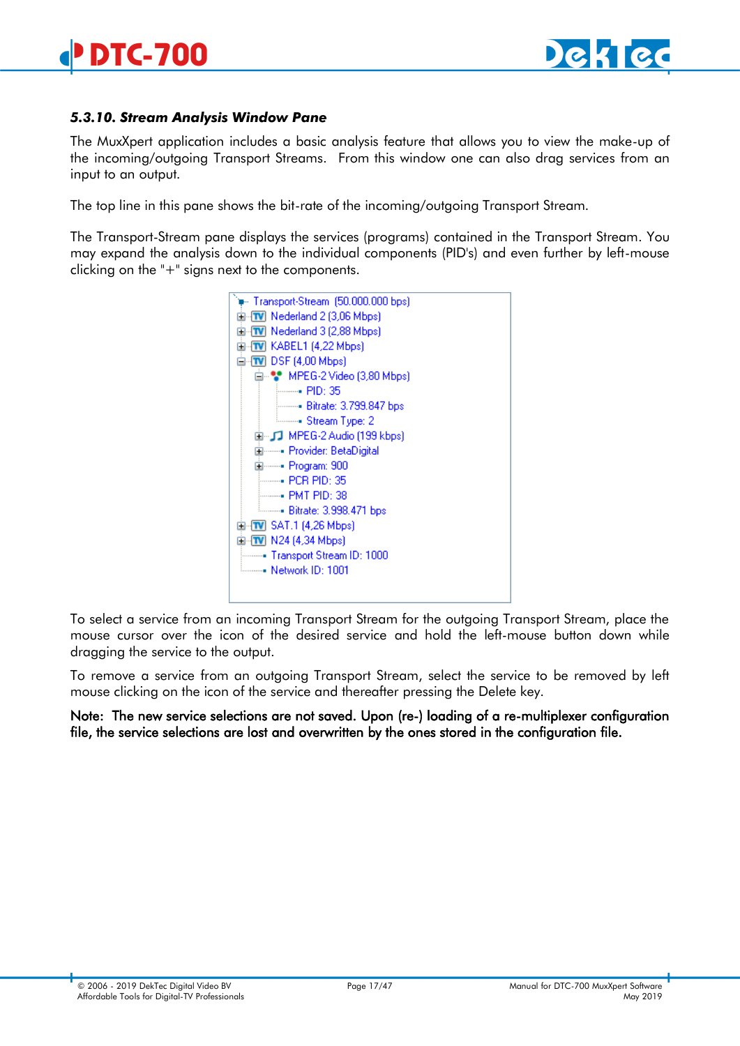### 5.3.10. Stream Analysis Window Pane

The MuxXpert application includes a basic analysis feature that allows you to view the make-up of the incoming/outgoing Transport Streams. From this window one can also drag services from an input to an output.

The top line in this pane shows the bit-rate of the incoming/outgoing Transport Stream.

The Transport-Stream pane displays the services (programs) contained in the Transport Stream. You may expand the analysis down to the individual components (PID's) and even further by left-mouse clicking on the "+" signs next to the components.

```
Transport-Stream (50.000.000 bps)
+ Nederland 2 (3,06 Mbps)
+ Nederland 3 (2,88 Mbps)
+ KABEL1 (4,22 Mbps)
- DSF (4,00 Mbps)
    - MPEG-2 Video (3,80 Mbps)
        PID: 35
        Bitrate: 3.799.847 bps
        Stream Type: 2
    + MPEG-2 Audio (199 kbps)
    + Provider: BetaDigital
    + Program: 900
      PCR PID: 35
      PMT PID: 38
      Bitrate: 3.998.471 bps
+ SAT.1 (4,26 Mbps)
+ N24 (4,34 Mbps)
  Transport Stream ID: 1000
  Network ID: 1001
```

To select a service from an incoming Transport Stream for the outgoing Transport Stream, place the mouse cursor over the icon of the desired service and hold the left-mouse button down while dragging the service to the output.

To remove a service from an outgoing Transport Stream, select the service to be removed by left mouse clicking on the icon of the service and thereafter pressing the Delete key.

**Note: The new service selections are not saved. Upon (re-) loading of a re-multiplexer configuration file, the service selections are lost and overwritten by the ones stored in the configuration file.**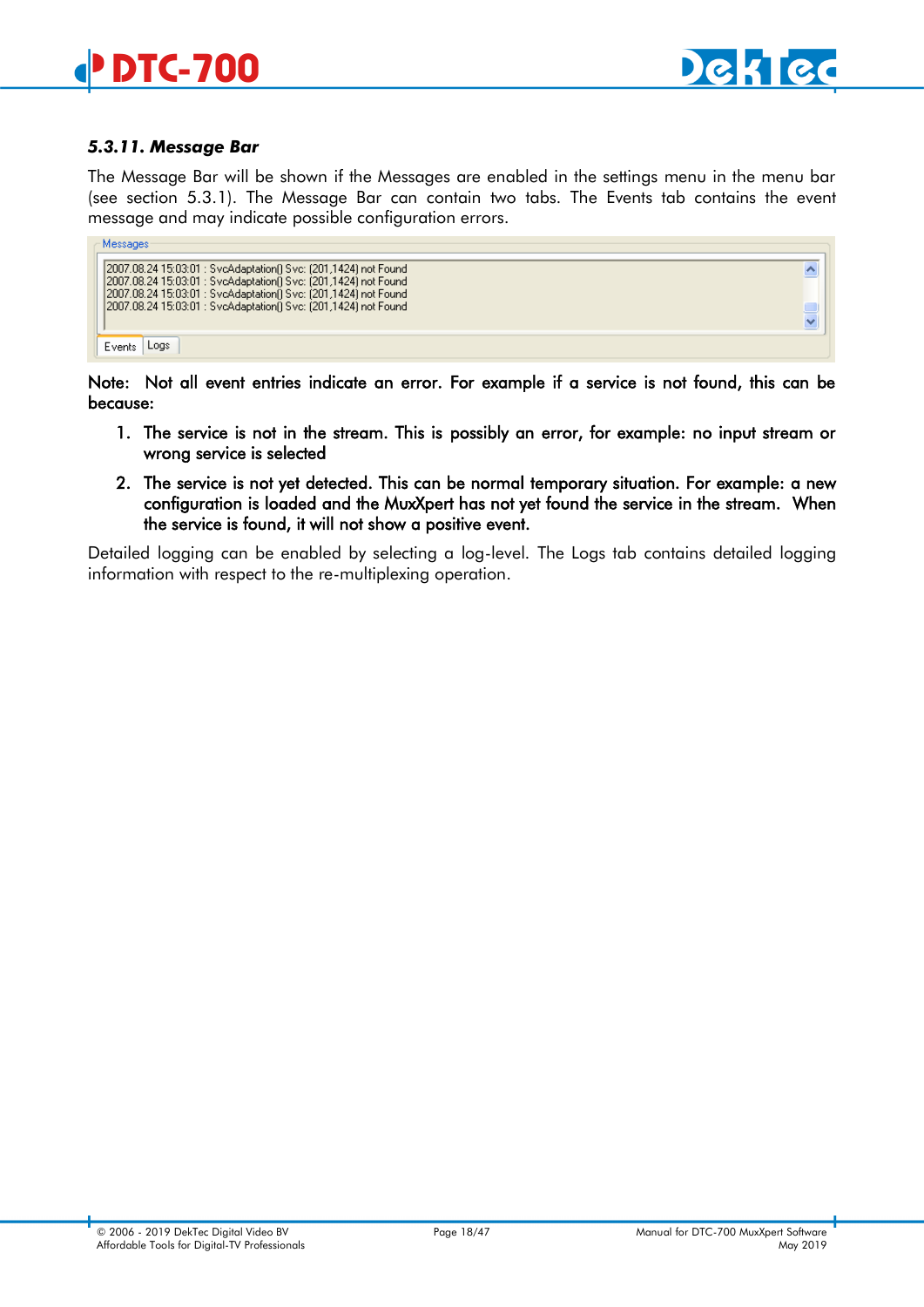### 5.3.11. Message Bar

The Message Bar will be shown if the Messages are enabled in the settings menu in the menu bar (see section 5.3.1). The Message Bar can contain two tabs. The Events tab contains the event message and may indicate possible configuration errors.

```
Messages
2007.08.24 15:03:01 : SvcAdaptation() Svc: (201,1424) not Found
2007.08.24 15:03:01 : SvcAdaptation() Svc: (201,1424) not Found
2007.08.24 15:03:01 : SvcAdaptation() Svc: (201,1424) not Found
2007.08.24 15:03:01 : SvcAdaptation() Svc: (201,1424) not Found
Events | Logs
```

Note: Not all event entries indicate an error. For example if a service is not found, this can be because:

1. The service is not in the stream. This is possibly an error, for example: no input stream or wrong service is selected
2. The service is not yet detected. This can be normal temporary situation. For example: a new configuration is loaded and the MuxXpert has not yet found the service in the stream. When the service is found, it will not show a positive event.

Detailed logging can be enabled by selecting a log-level. The Logs tab contains detailed logging information with respect to the re-multiplexing operation.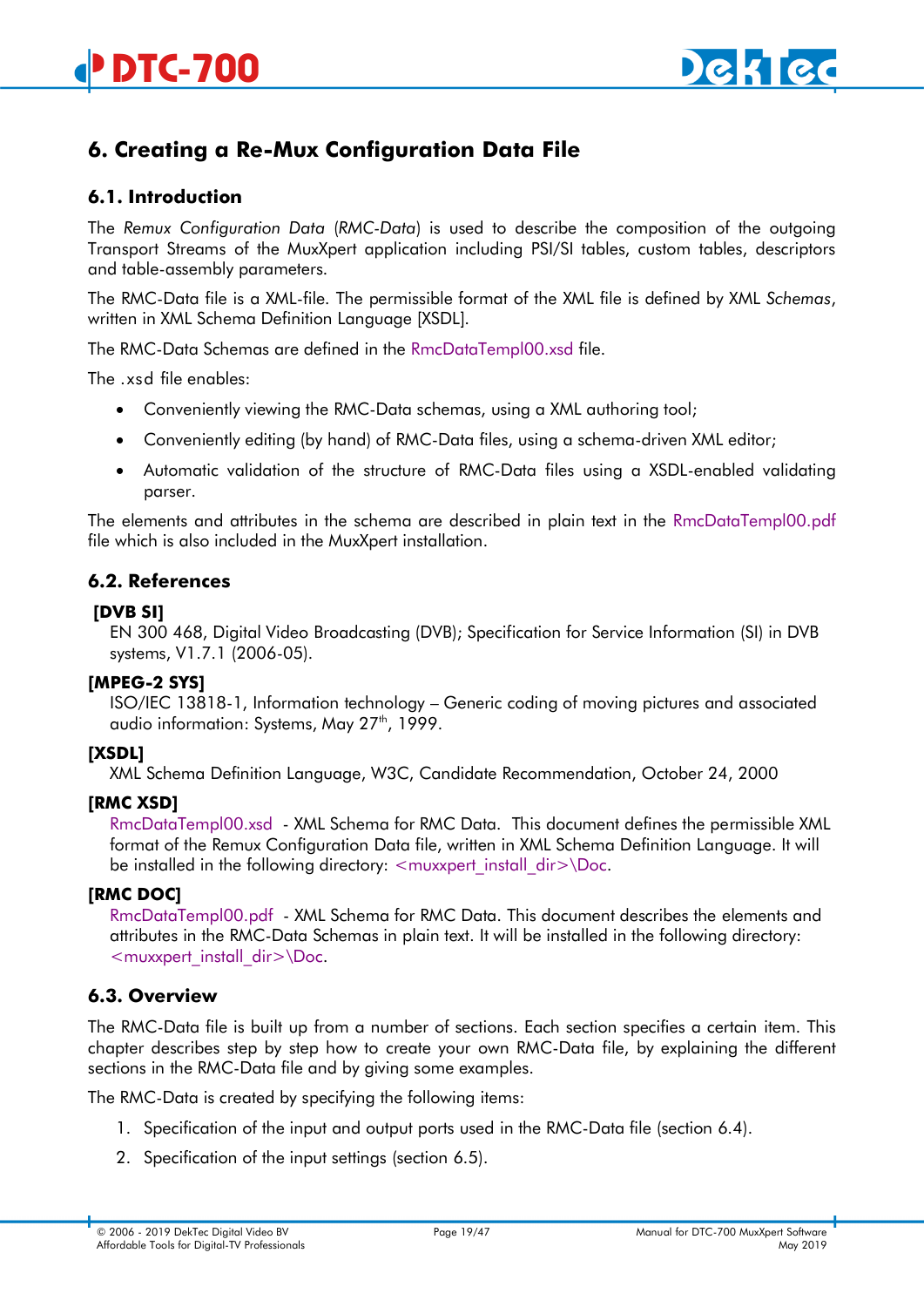# 6. Creating a Re-Mux Configuration Data File

## 6.1. Introduction

The *Remux Configuration Data* (*RMC-Data*) is used to describe the composition of the outgoing Transport Streams of the MuxXpert application including PSI/SI tables, custom tables, descriptors and table-assembly parameters.

The RMC-Data file is a XML-file. The permissible format of the XML file is defined by XML *Schemas*, written in XML Schema Definition Language [XSDL].

The RMC-Data Schemas are defined in the RmcDataTempl00.xsd file.

The .xsd file enables:

- Conveniently viewing the RMC-Data schemas, using a XML authoring tool;
- Conveniently editing (by hand) of RMC-Data files, using a schema-driven XML editor;
- Automatic validation of the structure of RMC-Data files using a XSDL-enabled validating parser.

The elements and attributes in the schema are described in plain text in the RmcDataTempl00.pdf file which is also included in the MuxXpert installation.

## 6.2. References

**[DVB SI]**
EN 300 468, Digital Video Broadcasting (DVB); Specification for Service Information (SI) in DVB systems, V1.7.1 (2006-05).

**[MPEG-2 SYS]**
ISO/IEC 13818-1, Information technology – Generic coding of moving pictures and associated audio information: Systems, May 27th, 1999.

**[XSDL]**
XML Schema Definition Language, W3C, Candidate Recommendation, October 24, 2000

**[RMC XSD]**
RmcDataTempl00.xsd - XML Schema for RMC Data. This document defines the permissible XML format of the Remux Configuration Data file, written in XML Schema Definition Language. It will be installed in the following directory: <muxxpert_install_dir>\Doc.

**[RMC DOC]**
RmcDataTempl00.pdf - XML Schema for RMC Data. This document describes the elements and attributes in the RMC-Data Schemas in plain text. It will be installed in the following directory: <muxxpert_install_dir>\Doc.

## 6.3. Overview

The RMC-Data file is built up from a number of sections. Each section specifies a certain item. This chapter describes step by step how to create your own RMC-Data file, by explaining the different sections in the RMC-Data file and by giving some examples.

The RMC-Data is created by specifying the following items:

1. Specification of the input and output ports used in the RMC-Data file (section 6.4).
2. Specification of the input settings (section 6.5).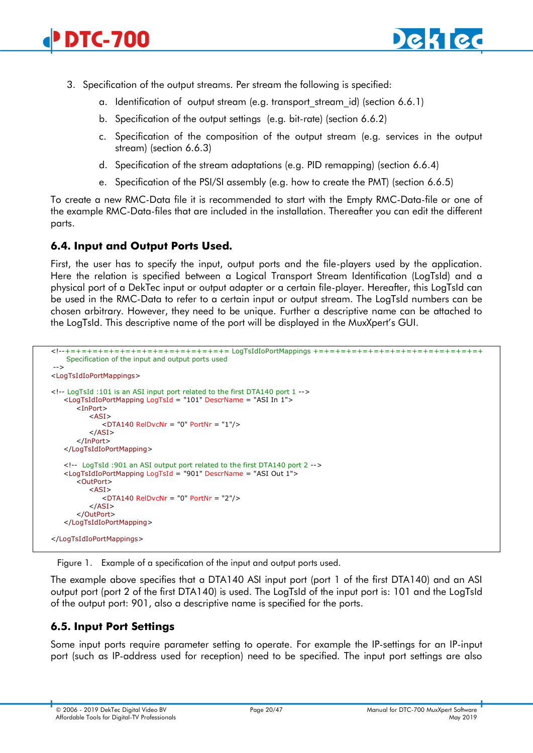3. Specification of the output streams. Per stream the following is specified:
    a. Identification of output stream (e.g. transport_stream_id) (section 6.6.1)
    b. Specification of the output settings (e.g. bit-rate) (section 6.6.2)
    c. Specification of the composition of the output stream (e.g. services in the output stream) (section 6.6.3)
    d. Specification of the stream adaptations (e.g. PID remapping) (section 6.6.4)
    e. Specification of the PSI/SI assembly (e.g. how to create the PMT) (section 6.6.5)

To create a new RMC-Data file it is recommended to start with the Empty RMC-Data-file or one of the example RMC-Data-files that are included in the installation. Thereafter you can edit the different parts.

## 6.4. Input and Output Ports Used.

First, the user has to specify the input, output ports and the file-players used by the application. Here the relation is specified between a Logical Transport Stream Identification (LogTsId) and a physical port of a DekTec input or output adapter or a certain file-player. Hereafter, this LogTsId can be used in the RMC-Data to refer to a certain input or output stream. The LogTsId numbers can be chosen arbitrary. However, they need to be unique. Further a descriptive name can be attached to the LogTsId. This descriptive name of the port will be displayed in the MuxXpert's GUI.

```
<!--+=+=+=+=+=+=+=+=+=+=+=+=+=+=+=+= LogTsIdIoPortMappings +=+=+=+=+=+=+=+=+=+=+=+=+=+=+=+=+
    Specification of the input and output ports used
 -->
<LogTsIdIoPortMappings>

<!-- LogTsId :101 is an ASI input port related to the first DTA140 port 1 -->
    <LogTsIdIoPortMapping LogTsId = "101" DescrName = "ASI In 1">
        <InPort>
            <ASI>
                <DTA140 RelDvcNr = "0" PortNr = "1"/>
            </ASI>
        </InPort>
    </LogTsIdIoPortMapping>

    <!--  LogTsId :901 an ASI output port related to the first DTA140 port 2 -->
    <LogTsIdIoPortMapping LogTsId = "901" DescrName = "ASI Out 1">
        <OutPort>
            <ASI>
                <DTA140 RelDvcNr = "0" PortNr = "2"/>
            </ASI>
        </OutPort>
    </LogTsIdIoPortMapping>

</LogTsIdIoPortMappings>
```

Figure 1. Example of a specification of the input and output ports used.

The example above specifies that a DTA140 ASI input port (port 1 of the first DTA140) and an ASI output port (port 2 of the first DTA140) is used. The LogTsId of the input port is: 101 and the LogTsId of the output port: 901, also a descriptive name is specified for the ports.

## 6.5. Input Port Settings

Some input ports require parameter setting to operate. For example the IP-settings for an IP-input port (such as IP-address used for reception) need to be specified. The input port settings are also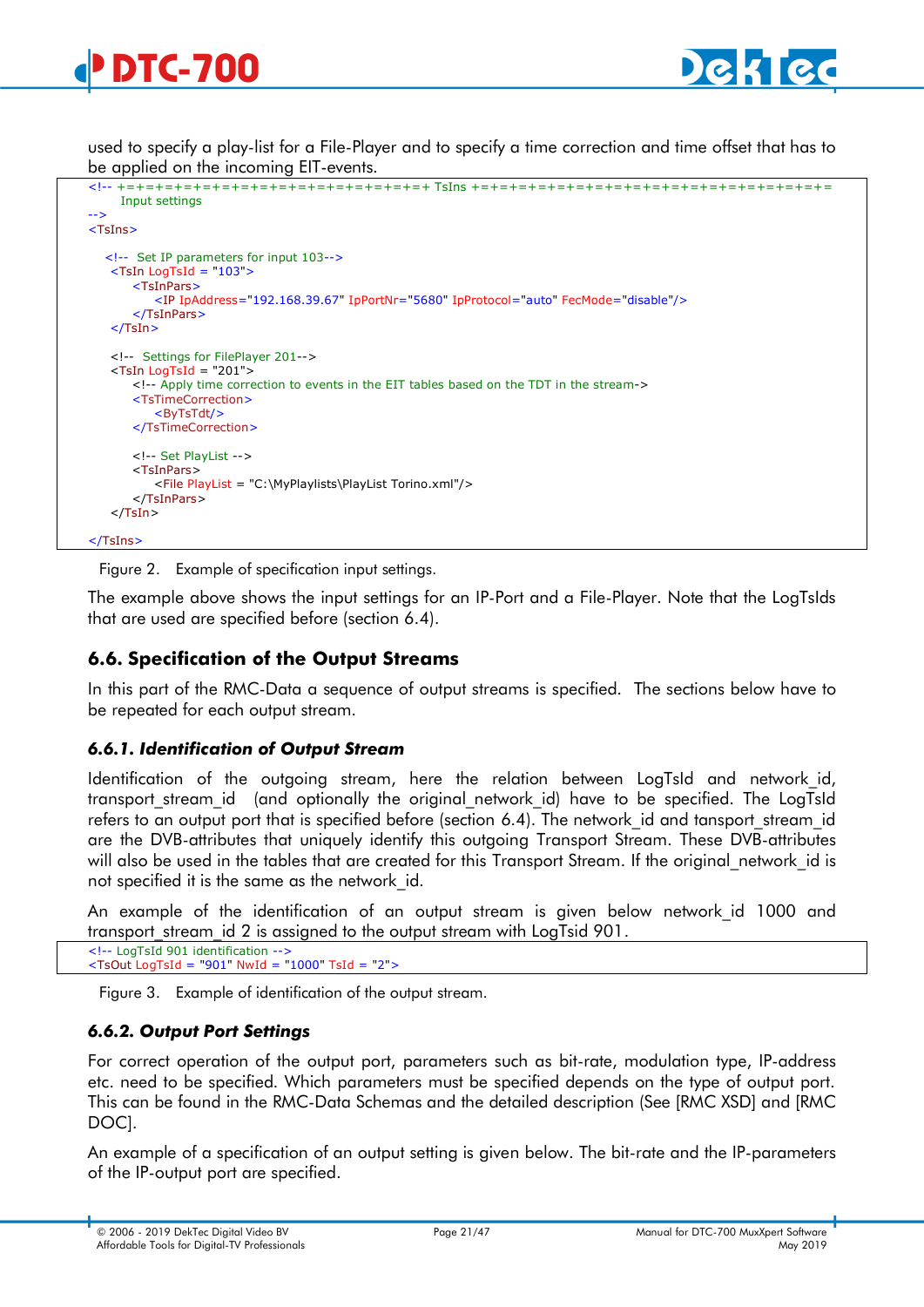used to specify a play-list for a File-Player and to specify a time correction and time offset that has to be applied on the incoming EIT-events.

```
<!-- +=+=+=+=+=+=+=+=+=+=+=+=+=+=+=+=+=+= TsIns +=+=+=+=+=+=+=+=+=+=+=+=+=+=+=+=+=+=+=+=+=+=+
     Input settings
-->
<TsIns>

   <!--  Set IP parameters for input 103-->
    <TsIn LogTsId = "103">
        <TsInPars>
            <IP IpAddress="192.168.39.67" IpPortNr="5680" IpProtocol="auto" FecMode="disable"/>
        </TsInPars>
    </TsIn>

    <!--  Settings for FilePlayer 201-->
    <TsIn LogTsId = "201">
        <!-- Apply time correction to events in the EIT tables based on the TDT in the stream->
        <TsTimeCorrection>
            <ByTsTdt/>
        </TsTimeCorrection>

        <!-- Set PlayList -->
        <TsInPars>
            <File PlayList = "C:\MyPlaylists\PlayList Torino.xml"/>
        </TsInPars>
    </TsIn>

</TsIns>
```

Figure 2. Example of specification input settings.

The example above shows the input settings for an IP-Port and a File-Player. Note that the LogTsIds that are used are specified before (section 6.4).

## 6.6. Specification of the Output Streams

In this part of the RMC-Data a sequence of output streams is specified. The sections below have to be repeated for each output stream.

### *6.6.1. Identification of Output Stream*

Identification of the outgoing stream, here the relation between LogTsId and network_id, transport_stream_id (and optionally the original_network_id) have to be specified. The LogTsId refers to an output port that is specified before (section 6.4). The network_id and tansport_stream_id are the DVB-attributes that uniquely identify this outgoing Transport Stream. These DVB-attributes will also be used in the tables that are created for this Transport Stream. If the original_network_id is not specified it is the same as the network_id.

An example of the identification of an output stream is given below network_id 1000 and transport_stream_id 2 is assigned to the output stream with LogTsid 901.

```
<!-- LogTsId 901 identification -->
<TsOut LogTsId = "901" NwId = "1000" TsId = "2">
```

Figure 3. Example of identification of the output stream.

### *6.6.2. Output Port Settings*

For correct operation of the output port, parameters such as bit-rate, modulation type, IP-address etc. need to be specified. Which parameters must be specified depends on the type of output port. This can be found in the RMC-Data Schemas and the detailed description (See [RMC XSD] and [RMC DOC].

An example of a specification of an output setting is given below. The bit-rate and the IP-parameters of the IP-output port are specified.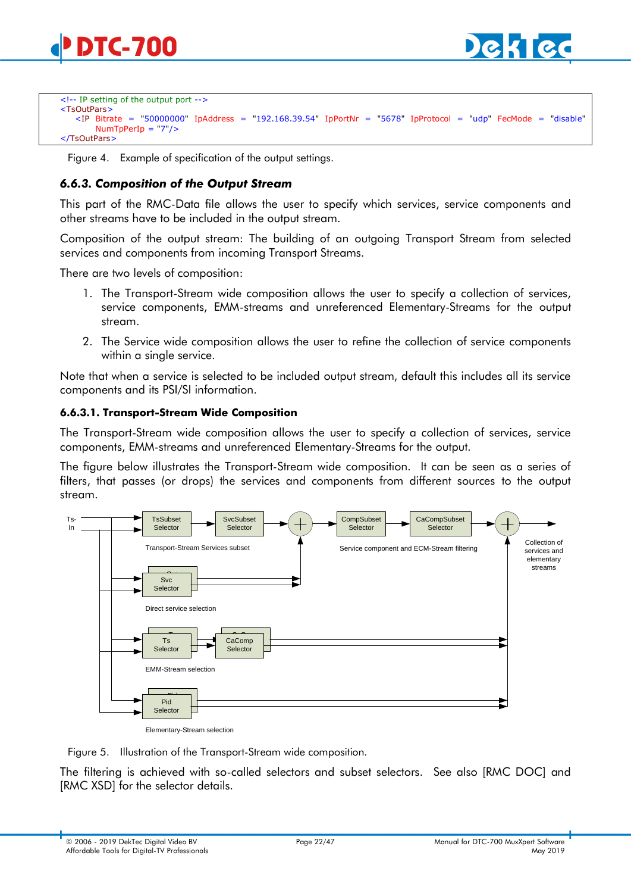```
<!-- IP setting of the output port -->
<TsOutPars>
    <IP Bitrate = "50000000" IpAddress = "192.168.39.54" IpPortNr = "5678" IpProtocol = "udp" FecMode = "disable"
        NumTpPerIp = "7"/>
</TsOutPars>
```

Figure 4. Example of specification of the output settings.

### 6.6.3. Composition of the Output Stream

This part of the RMC-Data file allows the user to specify which services, service components and other streams have to be included in the output stream.

Composition of the output stream: The building of an outgoing Transport Stream from selected services and components from incoming Transport Streams.

There are two levels of composition:

1. The Transport-Stream wide composition allows the user to specify a collection of services, service components, EMM-streams and unreferenced Elementary-Streams for the output stream.
2. The Service wide composition allows the user to refine the collection of service components within a single service.

Note that when a service is selected to be included output stream, default this includes all its service components and its PSI/SI information.

#### 6.6.3.1. Transport-Stream Wide Composition

The Transport-Stream wide composition allows the user to specify a collection of services, service components, EMM-streams and unreferenced Elementary-Streams for the output.

The figure below illustrates the Transport-Stream wide composition. It can be seen as a series of filters, that passes (or drops) the services and components from different sources to the output stream.

Ts-In | TsSubset Selector | SvcSubset Selector | CompSubset Selector | CaCompSubset Selector | Collection of services and elementary streams

Transport-Stream Services subset | Service component and ECM-Stream filtering

Svc Selector — Direct service selection

Ts Selector | CaComp Selector — EMM-Stream selection

Pid Selector — Elementary-Stream selection

Figure 5. Illustration of the Transport-Stream wide composition.

The filtering is achieved with so-called selectors and subset selectors. See also [RMC DOC] and [RMC XSD] for the selector details.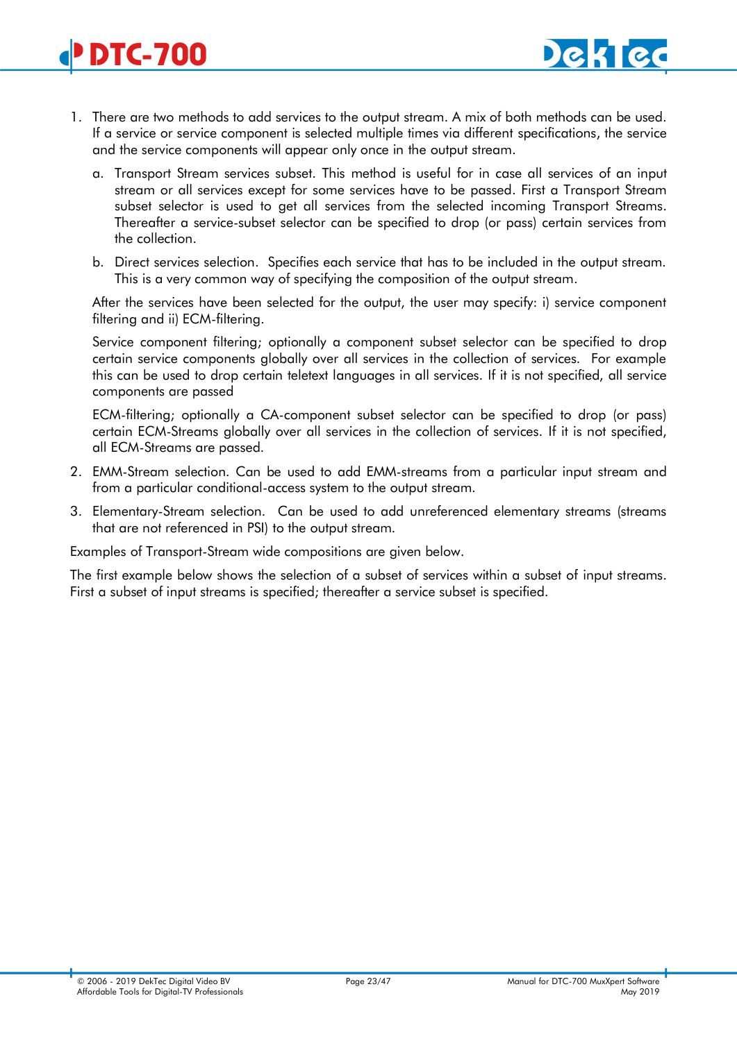1. There are two methods to add services to the output stream. A mix of both methods can be used. If a service or service component is selected multiple times via different specifications, the service and the service components will appear only once in the output stream.

   a. Transport Stream services subset. This method is useful for in case all services of an input stream or all services except for some services have to be passed. First a Transport Stream subset selector is used to get all services from the selected incoming Transport Streams. Thereafter a service-subset selector can be specified to drop (or pass) certain services from the collection.

   b. Direct services selection. Specifies each service that has to be included in the output stream. This is a very common way of specifying the composition of the output stream.

   After the services have been selected for the output, the user may specify: i) service component filtering and ii) ECM-filtering.

   Service component filtering; optionally a component subset selector can be specified to drop certain service components globally over all services in the collection of services. For example this can be used to drop certain teletext languages in all services. If it is not specified, all service components are passed

   ECM-filtering; optionally a CA-component subset selector can be specified to drop (or pass) certain ECM-Streams globally over all services in the collection of services. If it is not specified, all ECM-Streams are passed.

2. EMM-Stream selection. Can be used to add EMM-streams from a particular input stream and from a particular conditional-access system to the output stream.

3. Elementary-Stream selection. Can be used to add unreferenced elementary streams (streams that are not referenced in PSI) to the output stream.

Examples of Transport-Stream wide compositions are given below.

The first example below shows the selection of a subset of services within a subset of input streams. First a subset of input streams is specified; thereafter a service subset is specified.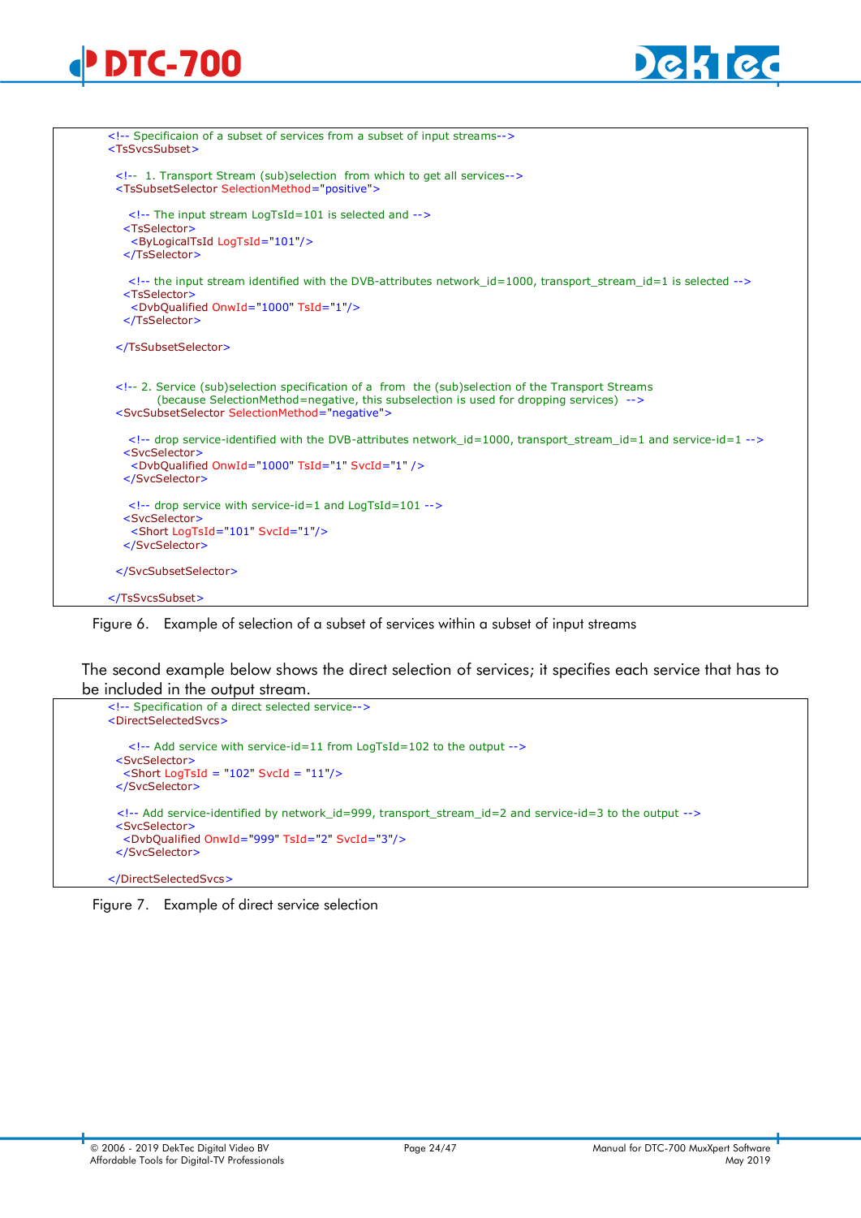```xml
<!-- Specificaion of a subset of services from a subset of input streams-->
<TsSvcsSubset>

  <!--  1. Transport Stream (sub)selection  from which to get all services-->
  <TsSubsetSelector SelectionMethod="positive">

     <!-- The input stream LogTsId=101 is selected and -->
    <TsSelector>
      <ByLogicalTsId LogTsId="101"/>
    </TsSelector>

     <!-- the input stream identified with the DVB-attributes network_id=1000, transport_stream_id=1 is selected -->
    <TsSelector>
      <DvbQualified OnwId="1000" TsId="1"/>
    </TsSelector>

  </TsSubsetSelector>


  <!-- 2. Service (sub)selection specification of a  from  the (sub)selection of the Transport Streams
          (because SelectionMethod=negative, this subselection is used for dropping services)  -->
  <SvcSubsetSelector SelectionMethod="negative">

     <!-- drop service-identified with the DVB-attributes network_id=1000, transport_stream_id=1 and service-id=1 -->
    <SvcSelector>
      <DvbQualified OnwId="1000" TsId="1" SvcId="1" />
    </SvcSelector>

     <!-- drop service with service-id=1 and LogTsId=101 -->
    <SvcSelector>
      <Short LogTsId="101" SvcId="1"/>
    </SvcSelector>

  </SvcSubsetSelector>

</TsSvcsSubset>
```

Figure 6. Example of selection of a subset of services within a subset of input streams

The second example below shows the direct selection of services; it specifies each service that has to be included in the output stream.

```xml
<!-- Specification of a direct selected service-->
<DirectSelectedSvcs>

     <!-- Add service with service-id=11 from LogTsId=102 to the output -->
  <SvcSelector>
    <Short LogTsId = "102" SvcId = "11"/>
  </SvcSelector>

   <!-- Add service-identified by network_id=999, transport_stream_id=2 and service-id=3 to the output -->
  <SvcSelector>
    <DvbQualified OnwId="999" TsId="2" SvcId="3"/>
  </SvcSelector>

</DirectSelectedSvcs>
```

Figure 7. Example of direct service selection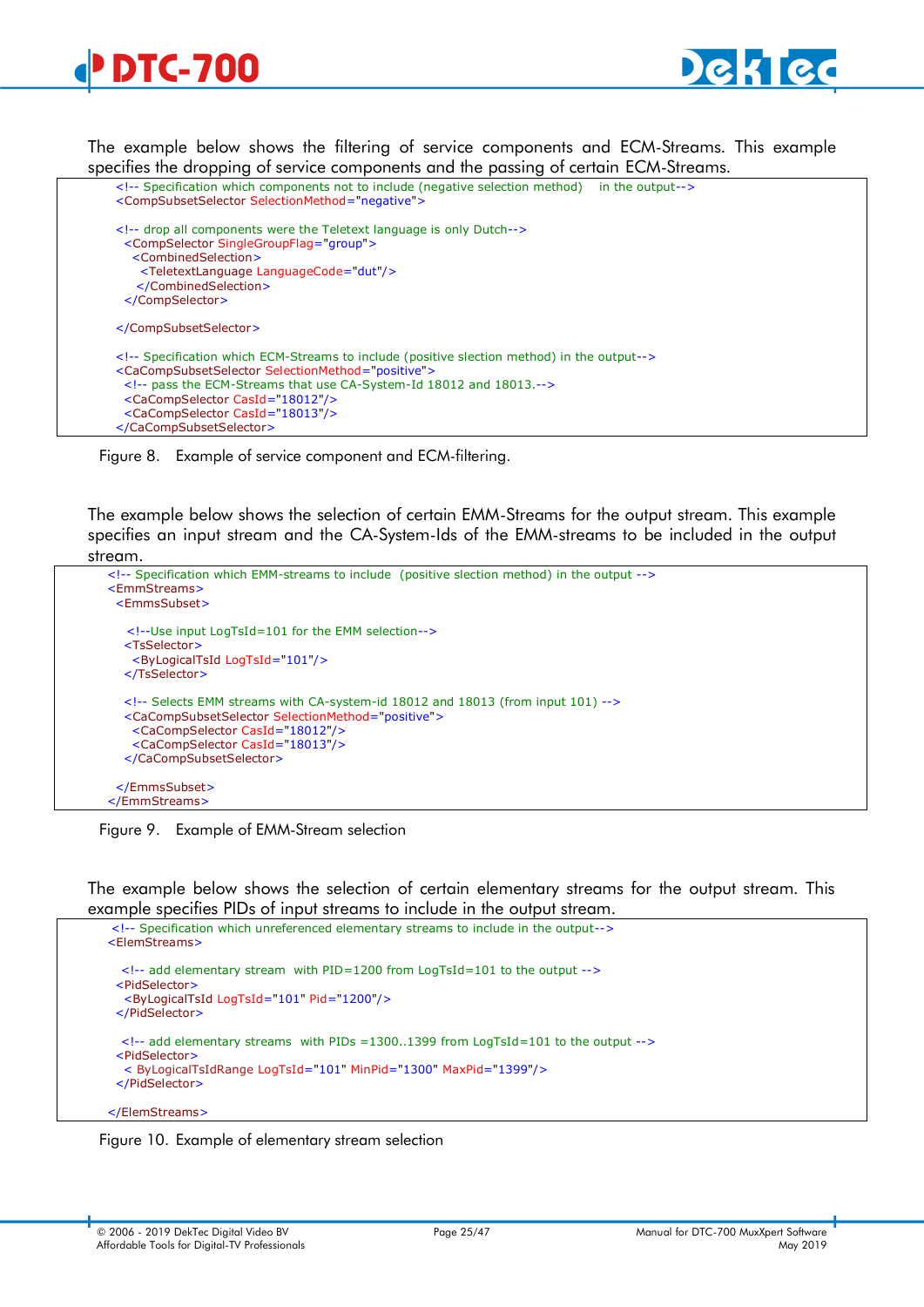The example below shows the filtering of service components and ECM-Streams. This example specifies the dropping of service components and the passing of certain ECM-Streams.

```
<!-- Specification which components not to include (negative selection method)    in the output-->
<CompSubsetSelector SelectionMethod="negative">

<!-- drop all components were the Teletext language is only Dutch-->
  <CompSelector SingleGroupFlag="group">
    <CombinedSelection>
      <TeletextLanguage LanguageCode="dut"/>
     </CombinedSelection>
  </CompSelector>

</CompSubsetSelector>

<!-- Specification which ECM-Streams to include (positive slection method) in the output-->
<CaCompSubsetSelector SelectionMethod="positive">
  <!-- pass the ECM-Streams that use CA-System-Id 18012 and 18013.-->
  <CaCompSelector CasId="18012"/>
  <CaCompSelector CasId="18013"/>
</CaCompSubsetSelector>
```

Figure 8. Example of service component and ECM-filtering.

The example below shows the selection of certain EMM-Streams for the output stream. This example specifies an input stream and the CA-System-Ids of the EMM-streams to be included in the output stream.

```
<!-- Specification which EMM-streams to include  (positive slection method) in the output -->
<EmmStreams>
  <EmmsSubset>

    <!--Use input LogTsId=101 for the EMM selection-->
   <TsSelector>
     <ByLogicalTsId LogTsId="101"/>
   </TsSelector>

   <!-- Selects EMM streams with CA-system-id 18012 and 18013 (from input 101) -->
   <CaCompSubsetSelector SelectionMethod="positive">
     <CaCompSelector CasId="18012"/>
     <CaCompSelector CasId="18013"/>
   </CaCompSubsetSelector>

  </EmmsSubset>
</EmmStreams>
```

Figure 9. Example of EMM-Stream selection

The example below shows the selection of certain elementary streams for the output stream. This example specifies PIDs of input streams to include in the output stream.

```
 <!-- Specification which unreferenced elementary streams to include in the output-->
<ElemStreams>

   <!-- add elementary stream  with PID=1200 from LogTsId=101 to the output -->
  <PidSelector>
    <ByLogicalTsId LogTsId="101" Pid="1200"/>
  </PidSelector>

   <!-- add elementary streams  with PIDs =1300..1399 from LogTsId=101 to the output -->
  <PidSelector>
    < ByLogicalTsIdRange LogTsId="101" MinPid="1300" MaxPid="1399"/>
  </PidSelector>

</ElemStreams>
```

Figure 10. Example of elementary stream selection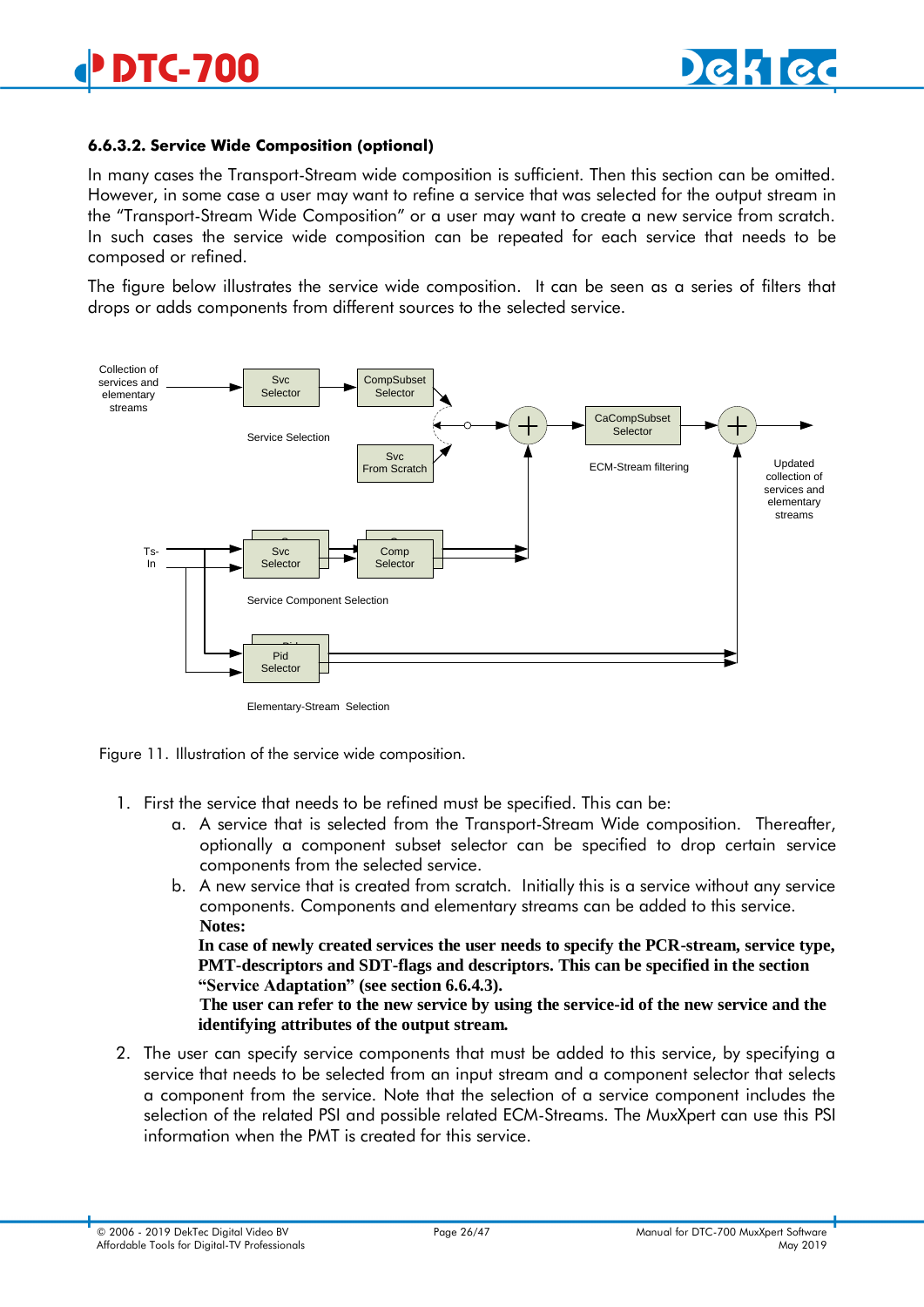#### 6.6.3.2. Service Wide Composition (optional)

In many cases the Transport-Stream wide composition is sufficient. Then this section can be omitted. However, in some case a user may want to refine a service that was selected for the output stream in the "Transport-Stream Wide Composition" or a user may want to create a new service from scratch. In such cases the service wide composition can be repeated for each service that needs to be composed or refined.

The figure below illustrates the service wide composition. It can be seen as a series of filters that drops or adds components from different sources to the selected service.

Figure 11. Illustration of the service wide composition.

1. First the service that needs to be refined must be specified. This can be:
   a. A service that is selected from the Transport-Stream Wide composition. Thereafter, optionally a component subset selector can be specified to drop certain service components from the selected service.
   b. A new service that is created from scratch. Initially this is a service without any service components. Components and elementary streams can be added to this service.
   **Notes:**
   **In case of newly created services the user needs to specify the PCR-stream, service type, PMT-descriptors and SDT-flags and descriptors. This can be specified in the section "Service Adaptation" (see section 6.6.4.3).**
   **The user can refer to the new service by using the service-id of the new service and the identifying attributes of the output stream.**
2. The user can specify service components that must be added to this service, by specifying a service that needs to be selected from an input stream and a component selector that selects a component from the service. Note that the selection of a service component includes the selection of the related PSI and possible related ECM-Streams. The MuxXpert can use this PSI information when the PMT is created for this service.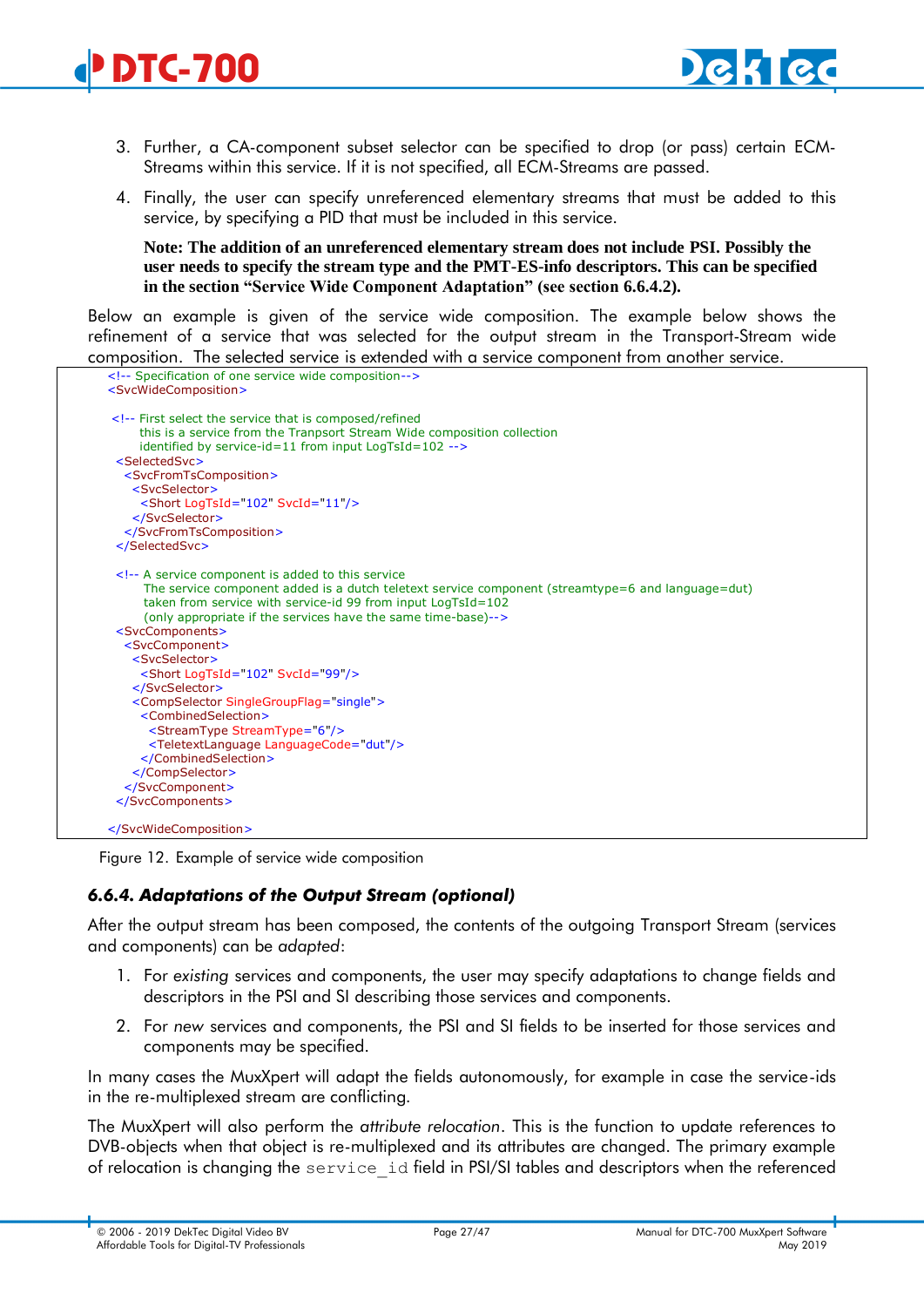3. Further, a CA-component subset selector can be specified to drop (or pass) certain ECM-Streams within this service. If it is not specified, all ECM-Streams are passed.

4. Finally, the user can specify unreferenced elementary streams that must be added to this service, by specifying a PID that must be included in this service.

   **Note: The addition of an unreferenced elementary stream does not include PSI. Possibly the user needs to specify the stream type and the PMT-ES-info descriptors. This can be specified in the section "Service Wide Component Adaptation" (see section 6.6.4.2).**

Below an example is given of the service wide composition. The example below shows the refinement of a service that was selected for the output stream in the Transport-Stream wide composition. The selected service is extended with a service component from another service.

```
<!-- Specification of one service wide composition-->
<SvcWideComposition>

 <!-- First select the service that is composed/refined
      this is a service from the Tranpsort Stream Wide composition collection
      identified by service-id=11 from input LogTsId=102 -->
  <SelectedSvc>
    <SvcFromTsComposition>
      <SvcSelector>
        <Short LogTsId="102" SvcId="11"/>
      </SvcSelector>
    </SvcFromTsComposition>
  </SelectedSvc>

  <!-- A service component is added to this service
       The service component added is a dutch teletext service component (streamtype=6 and language=dut)
       taken from service with service-id 99 from input LogTsId=102
       (only appropriate if the services have the same time-base)-->
  <SvcComponents>
    <SvcComponent>
      <SvcSelector>
        <Short LogTsId="102" SvcId="99"/>
      </SvcSelector>
      <CompSelector SingleGroupFlag="single">
        <CombinedSelection>
          <StreamType StreamType="6"/>
          <TeletextLanguage LanguageCode="dut"/>
        </CombinedSelection>
      </CompSelector>
    </SvcComponent>
  </SvcComponents>

</SvcWideComposition>
```

Figure 12. Example of service wide composition

### 6.6.4. Adaptations of the Output Stream (optional)

After the output stream has been composed, the contents of the outgoing Transport Stream (services and components) can be *adapted*:

1. For *existing* services and components, the user may specify adaptations to change fields and descriptors in the PSI and SI describing those services and components.
2. For *new* services and components, the PSI and SI fields to be inserted for those services and components may be specified.

In many cases the MuxXpert will adapt the fields autonomously, for example in case the service-ids in the re-multiplexed stream are conflicting.

The MuxXpert will also perform the *attribute relocation*. This is the function to update references to DVB-objects when that object is re-multiplexed and its attributes are changed. The primary example of relocation is changing the `service_id` field in PSI/SI tables and descriptors when the referenced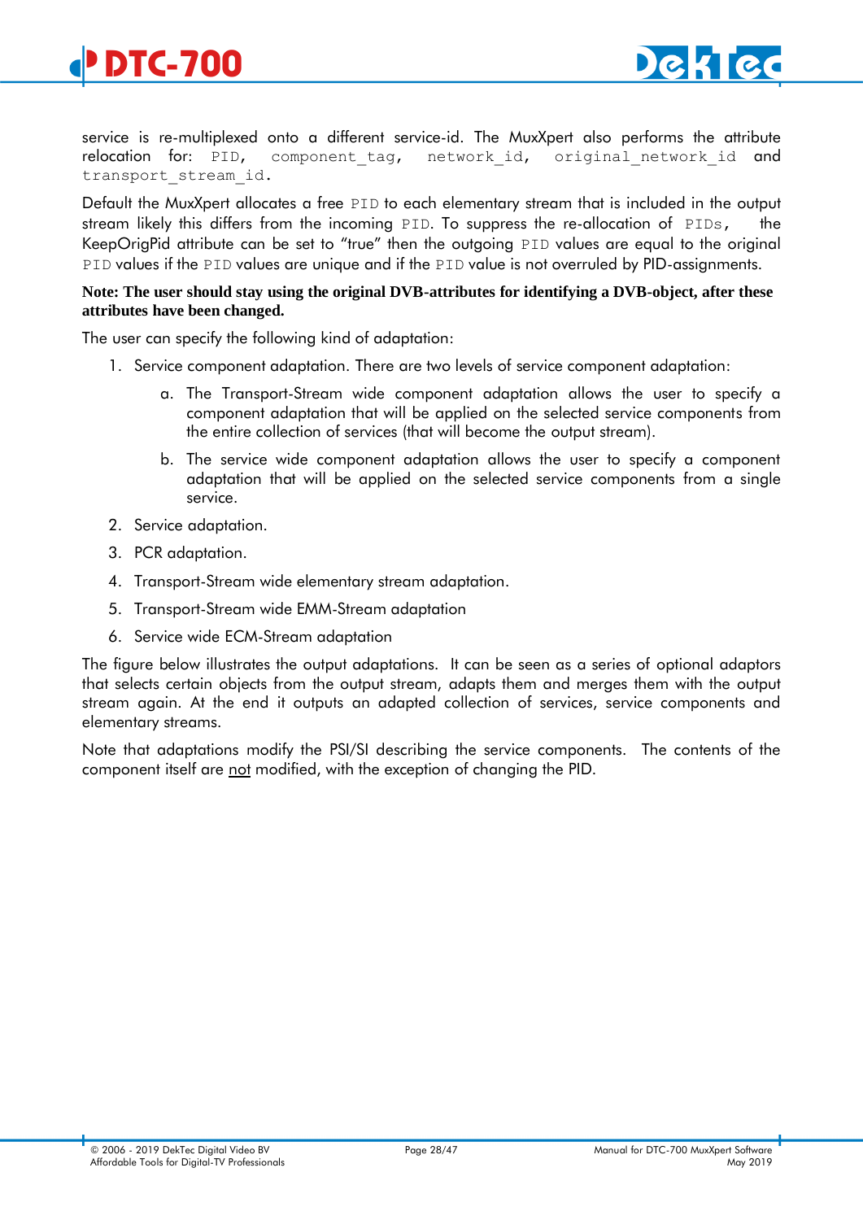service is re-multiplexed onto a different service-id. The MuxXpert also performs the attribute relocation for: `PID`, `component_tag`, `network_id`, `original_network_id` and `transport_stream_id`.

Default the MuxXpert allocates a free `PID` to each elementary stream that is included in the output stream likely this differs from the incoming `PID`. To suppress the re-allocation of `PIDs`, the KeepOrigPid attribute can be set to "true" then the outgoing `PID` values are equal to the original `PID` values if the `PID` values are unique and if the `PID` value is not overruled by PID-assignments.

**Note: The user should stay using the original DVB-attributes for identifying a DVB-object, after these attributes have been changed.**

The user can specify the following kind of adaptation:

1. Service component adaptation. There are two levels of service component adaptation:
   a. The Transport-Stream wide component adaptation allows the user to specify a component adaptation that will be applied on the selected service components from the entire collection of services (that will become the output stream).
   b. The service wide component adaptation allows the user to specify a component adaptation that will be applied on the selected service components from a single service.
2. Service adaptation.
3. PCR adaptation.
4. Transport-Stream wide elementary stream adaptation.
5. Transport-Stream wide EMM-Stream adaptation
6. Service wide ECM-Stream adaptation

The figure below illustrates the output adaptations. It can be seen as a series of optional adaptors that selects certain objects from the output stream, adapts them and merges them with the output stream again. At the end it outputs an adapted collection of services, service components and elementary streams.

Note that adaptations modify the PSI/SI describing the service components. The contents of the component itself are <u>not</u> modified, with the exception of changing the PID.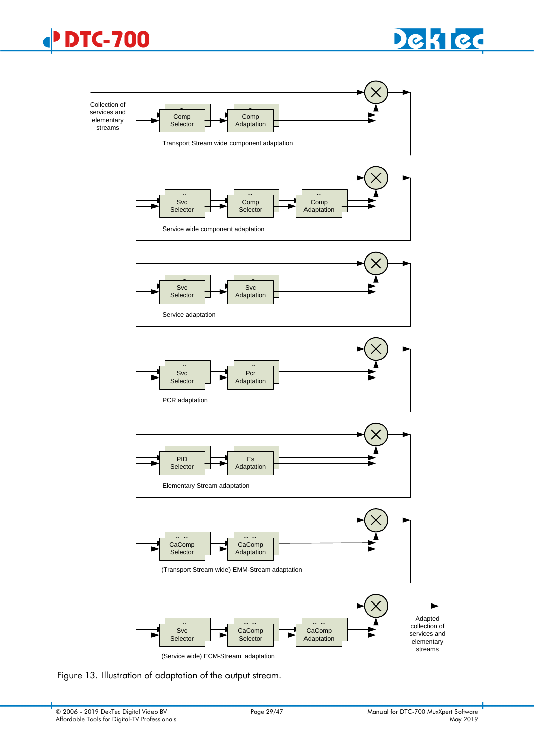Collection of services and elementary streams

Comp Selector → Comp Adaptation

Transport Stream wide component adaptation

Svc Selector → Comp Selector → Comp Adaptation

Service wide component adaptation

Svc Selector → Svc Adaptation

Service adaptation

Svc Selector → Pcr Adaptation

PCR adaptation

PID Selector → Es Adaptation

Elementary Stream adaptation

CaComp Selector → CaComp Adaptation

(Transport Stream wide) EMM-Stream adaptation

Svc Selector → CaComp Selector → CaComp Adaptation

(Service wide) ECM-Stream adaptation

Adapted collection of services and elementary streams

Figure 13. Illustration of adaptation of the output stream.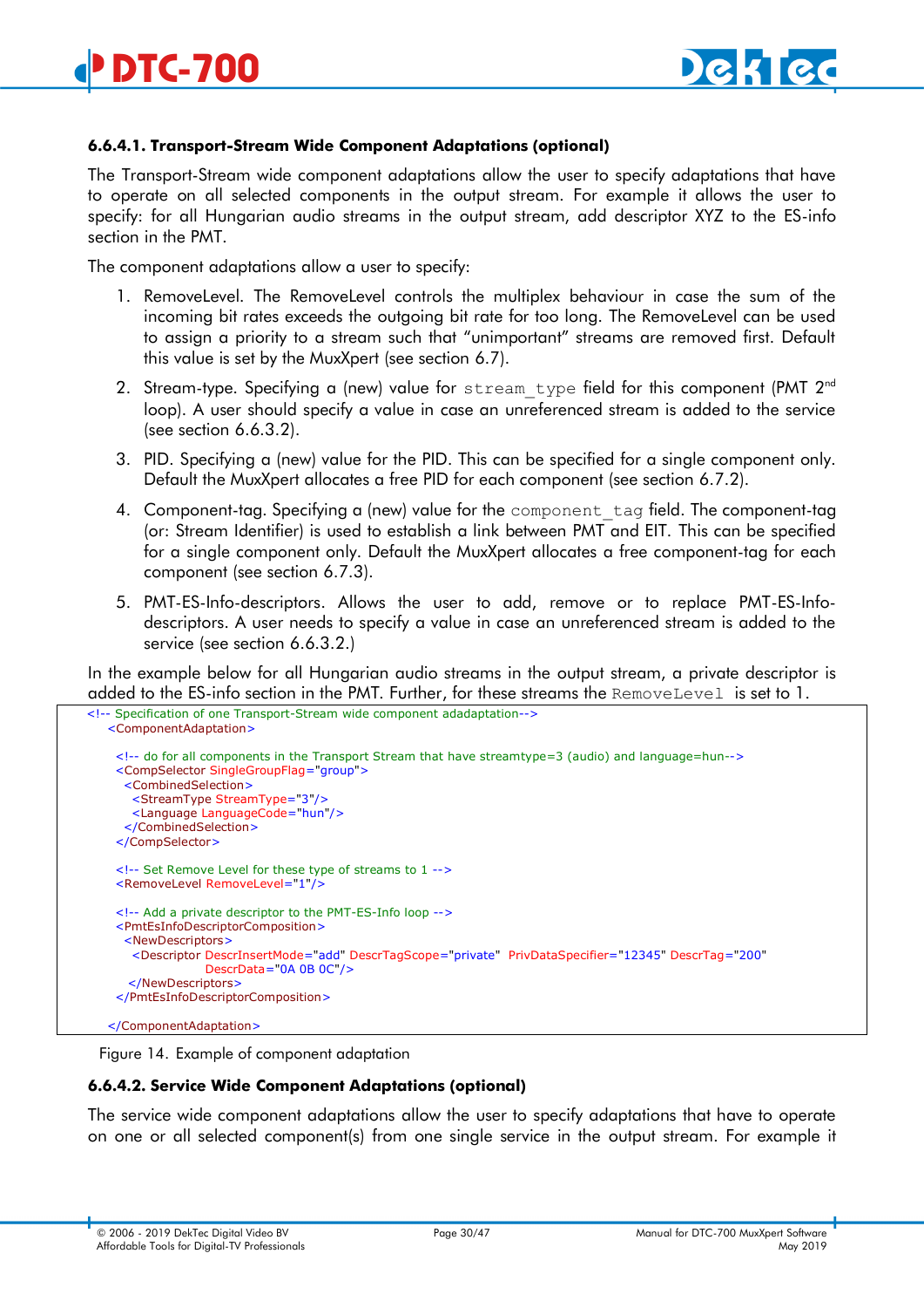#### 6.6.4.1. Transport-Stream Wide Component Adaptations (optional)

The Transport-Stream wide component adaptations allow the user to specify adaptations that have to operate on all selected components in the output stream. For example it allows the user to specify: for all Hungarian audio streams in the output stream, add descriptor XYZ to the ES-info section in the PMT.

The component adaptations allow a user to specify:

1. RemoveLevel. The RemoveLevel controls the multiplex behaviour in case the sum of the incoming bit rates exceeds the outgoing bit rate for too long. The RemoveLevel can be used to assign a priority to a stream such that "unimportant" streams are removed first. Default this value is set by the MuxXpert (see section 6.7).

2. Stream-type. Specifying a (new) value for `stream_type` field for this component (PMT 2nd loop). A user should specify a value in case an unreferenced stream is added to the service (see section 6.6.3.2).

3. PID. Specifying a (new) value for the PID. This can be specified for a single component only. Default the MuxXpert allocates a free PID for each component (see section 6.7.2).

4. Component-tag. Specifying a (new) value for the `component_tag` field. The component-tag (or: Stream Identifier) is used to establish a link between PMT and EIT. This can be specified for a single component only. Default the MuxXpert allocates a free component-tag for each component (see section 6.7.3).

5. PMT-ES-Info-descriptors. Allows the user to add, remove or to replace PMT-ES-Info-descriptors. A user needs to specify a value in case an unreferenced stream is added to the service (see section 6.6.3.2.)

In the example below for all Hungarian audio streams in the output stream, a private descriptor is added to the ES-info section in the PMT. Further, for these streams the `RemoveLevel` is set to 1.

```
<!-- Specification of one Transport-Stream wide component adadaptation-->
   <ComponentAdaptation>

     <!-- do for all components in the Transport Stream that have streamtype=3 (audio) and language=hun-->
     <CompSelector SingleGroupFlag="group">
       <CombinedSelection>
         <StreamType StreamType="3"/>
         <Language LanguageCode="hun"/>
       </CombinedSelection>
     </CompSelector>

     <!-- Set Remove Level for these type of streams to 1 -->
     <RemoveLevel RemoveLevel="1"/>

     <!-- Add a private descriptor to the PMT-ES-Info loop -->
     <PmtEsInfoDescriptorComposition>
       <NewDescriptors>
         <Descriptor DescrInsertMode="add" DescrTagScope="private"  PrivDataSpecifier="12345" DescrTag="200"
                     DescrData="0A 0B 0C"/>
       </NewDescriptors>
     </PmtEsInfoDescriptorComposition>

   </ComponentAdaptation>
```

Figure 14. Example of component adaptation

#### 6.6.4.2. Service Wide Component Adaptations (optional)

The service wide component adaptations allow the user to specify adaptations that have to operate on one or all selected component(s) from one single service in the output stream. For example it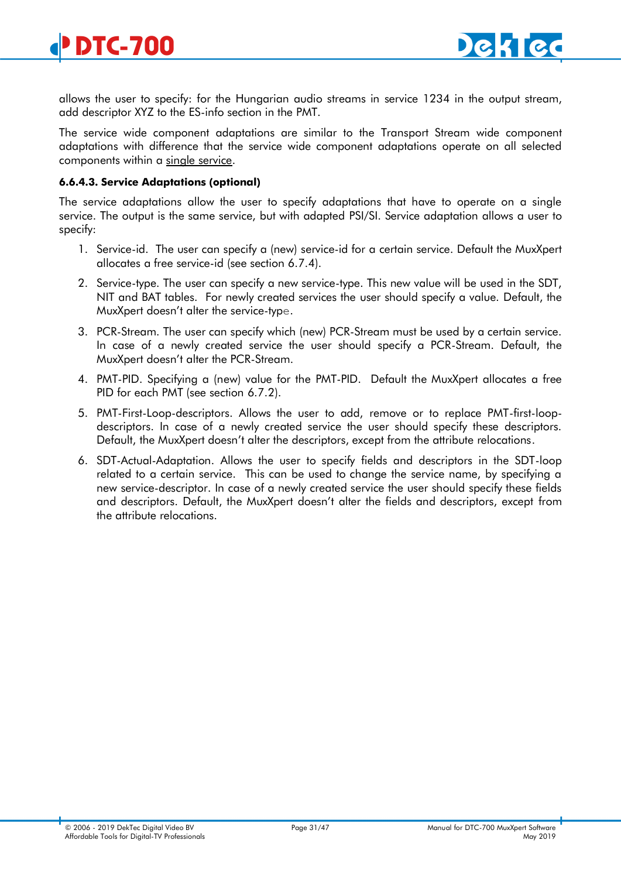allows the user to specify: for the Hungarian audio streams in service 1234 in the output stream, add descriptor XYZ to the ES-info section in the PMT.

The service wide component adaptations are similar to the Transport Stream wide component adaptations with difference that the service wide component adaptations operate on all selected components within a single service.

#### 6.6.4.3. Service Adaptations (optional)

The service adaptations allow the user to specify adaptations that have to operate on a single service. The output is the same service, but with adapted PSI/SI. Service adaptation allows a user to specify:

1. Service-id. The user can specify a (new) service-id for a certain service. Default the MuxXpert allocates a free service-id (see section 6.7.4).
2. Service-type. The user can specify a new service-type. This new value will be used in the SDT, NIT and BAT tables. For newly created services the user should specify a value. Default, the MuxXpert doesn't alter the service-type.
3. PCR-Stream. The user can specify which (new) PCR-Stream must be used by a certain service. In case of a newly created service the user should specify a PCR-Stream. Default, the MuxXpert doesn't alter the PCR-Stream.
4. PMT-PID. Specifying a (new) value for the PMT-PID. Default the MuxXpert allocates a free PID for each PMT (see section 6.7.2).
5. PMT-First-Loop-descriptors. Allows the user to add, remove or to replace PMT-first-loop-descriptors. In case of a newly created service the user should specify these descriptors. Default, the MuxXpert doesn't alter the descriptors, except from the attribute relocations.
6. SDT-Actual-Adaptation. Allows the user to specify fields and descriptors in the SDT-loop related to a certain service. This can be used to change the service name, by specifying a new service-descriptor. In case of a newly created service the user should specify these fields and descriptors. Default, the MuxXpert doesn't alter the fields and descriptors, except from the attribute relocations.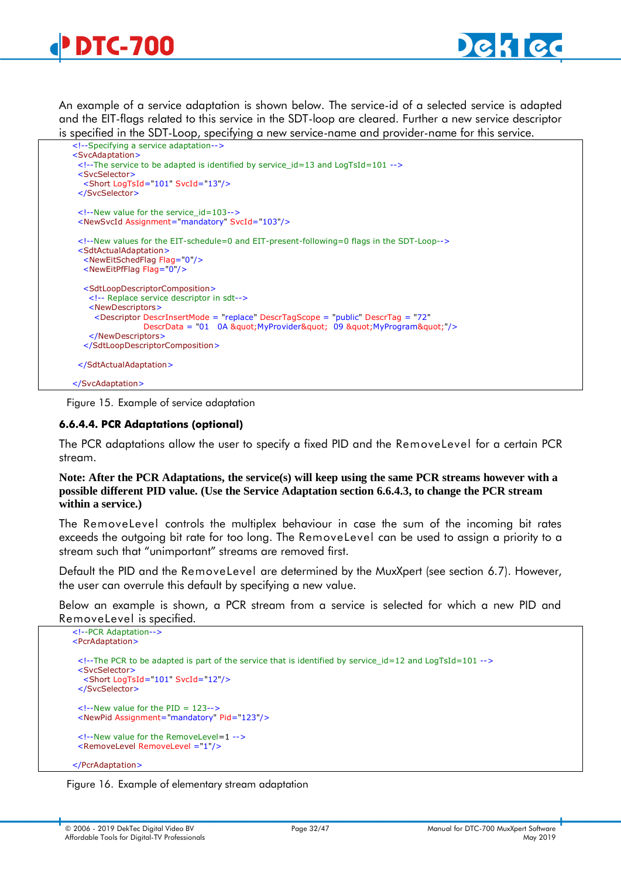An example of a service adaptation is shown below. The service-id of a selected service is adapted and the EIT-flags related to this service in the SDT-loop are cleared. Further a new service descriptor is specified in the SDT-Loop, specifying a new service-name and provider-name for this service.

```
<!--Specifying a service adaptation-->
<SvcAdaptation>
  <!--The service to be adapted is identified by service_id=13 and LogTsId=101 -->
  <SvcSelector>
    <Short LogTsId="101" SvcId="13"/>
  </SvcSelector>

  <!--New value for the service_id=103-->
  <NewSvcId Assignment="mandatory" SvcId="103"/>

  <!--New values for the EIT-schedule=0 and EIT-present-following=0 flags in the SDT-Loop-->
  <SdtActualAdaptation>
    <NewEitSchedFlag Flag="0"/>
    <NewEitPfFlag Flag="0"/>

    <SdtLoopDescriptorComposition>
      <!-- Replace service descriptor in sdt-->
      <NewDescriptors>
        <Descriptor DescrInsertMode = "replace" DescrTagScope = "public" DescrTag = "72"
                    DescrData = "01  0A &quot;MyProvider&quot;  09 &quot;MyProgram&quot;"/>
      </NewDescriptors>
    </SdtLoopDescriptorComposition>

  </SdtActualAdaptation>

</SvcAdaptation>
```

Figure 15. Example of service adaptation

#### 6.6.4.4. PCR Adaptations (optional)

The PCR adaptations allow the user to specify a fixed PID and the RemoveLevel for a certain PCR stream.

**Note: After the PCR Adaptations, the service(s) will keep using the same PCR streams however with a possible different PID value. (Use the Service Adaptation section 6.6.4.3, to change the PCR stream within a service.)**

The RemoveLevel controls the multiplex behaviour in case the sum of the incoming bit rates exceeds the outgoing bit rate for too long. The RemoveLevel can be used to assign a priority to a stream such that "unimportant" streams are removed first.

Default the PID and the RemoveLevel are determined by the MuxXpert (see section 6.7). However, the user can overrule this default by specifying a new value.

Below an example is shown, a PCR stream from a service is selected for which a new PID and RemoveLevel is specified.

```
<!--PCR Adaptation-->
<PcrAdaptation>

  <!--The PCR to be adapted is part of the service that is identified by service_id=12 and LogTsId=101 -->
  <SvcSelector>
    <Short LogTsId="101" SvcId="12"/>
  </SvcSelector>

  <!--New value for the PID = 123-->
  <NewPid Assignment="mandatory" Pid="123"/>

  <!--New value for the RemoveLevel=1 -->
  <RemoveLevel RemoveLevel ="1"/>

</PcrAdaptation>
```

Figure 16. Example of elementary stream adaptation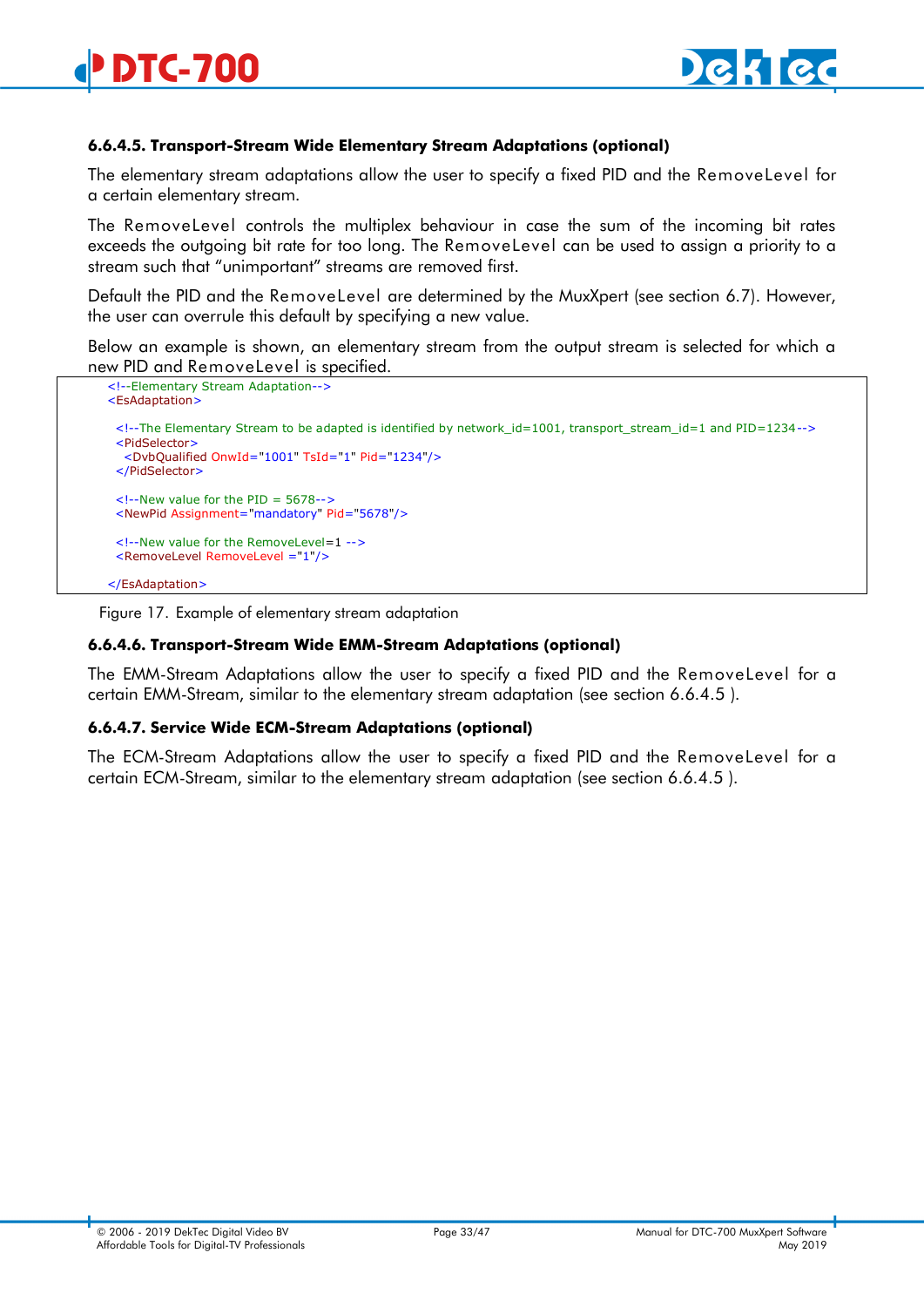#### 6.6.4.5. Transport-Stream Wide Elementary Stream Adaptations (optional)

The elementary stream adaptations allow the user to specify a fixed PID and the RemoveLevel for a certain elementary stream.

The RemoveLevel controls the multiplex behaviour in case the sum of the incoming bit rates exceeds the outgoing bit rate for too long. The RemoveLevel can be used to assign a priority to a stream such that "unimportant" streams are removed first.

Default the PID and the RemoveLevel are determined by the MuxXpert (see section 6.7). However, the user can overrule this default by specifying a new value.

Below an example is shown, an elementary stream from the output stream is selected for which a new PID and RemoveLevel is specified.

```
<!--Elementary Stream Adaptation-->
<EsAdaptation>

  <!--The Elementary Stream to be adapted is identified by network_id=1001, transport_stream_id=1 and PID=1234-->
  <PidSelector>
    <DvbQualified OnwId="1001" TsId="1" Pid="1234"/>
  </PidSelector>

  <!--New value for the PID = 5678-->
  <NewPid Assignment="mandatory" Pid="5678"/>

  <!--New value for the RemoveLevel=1 -->
  <RemoveLevel RemoveLevel ="1"/>

</EsAdaptation>
```

Figure 17. Example of elementary stream adaptation

#### 6.6.4.6. Transport-Stream Wide EMM-Stream Adaptations (optional)

The EMM-Stream Adaptations allow the user to specify a fixed PID and the RemoveLevel for a certain EMM-Stream, similar to the elementary stream adaptation (see section 6.6.4.5 ).

#### 6.6.4.7. Service Wide ECM-Stream Adaptations (optional)

The ECM-Stream Adaptations allow the user to specify a fixed PID and the RemoveLevel for a certain ECM-Stream, similar to the elementary stream adaptation (see section 6.6.4.5 ).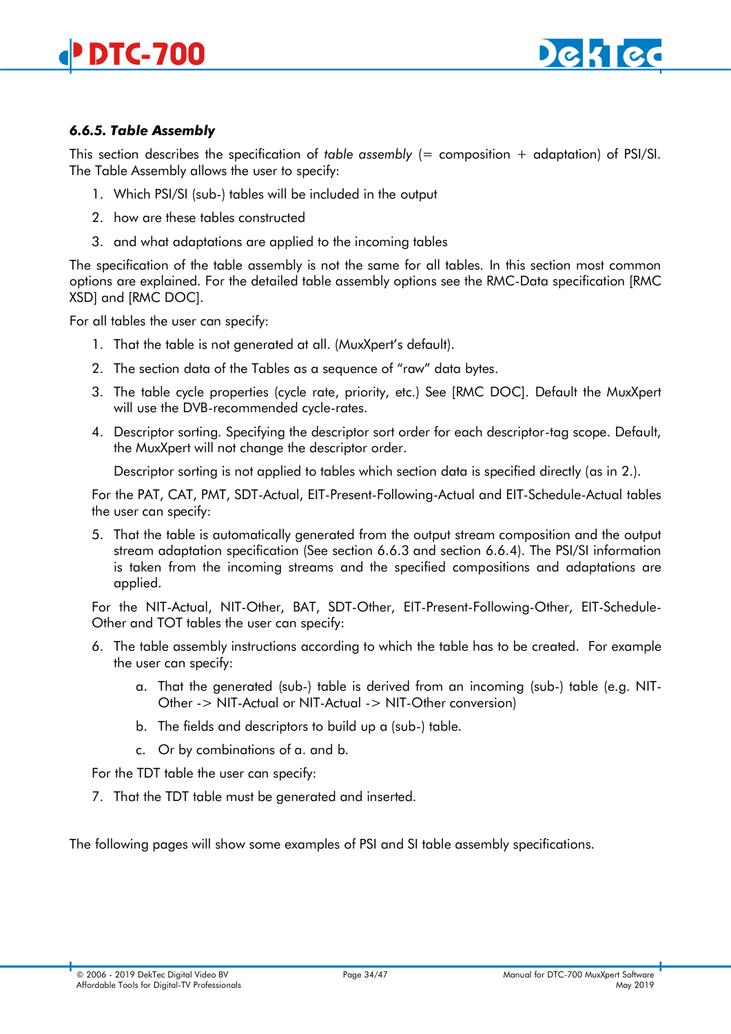#### 6.6.5. Table Assembly

This section describes the specification of *table assembly* (= composition + adaptation) of PSI/SI. The Table Assembly allows the user to specify:

1. Which PSI/SI (sub-) tables will be included in the output
2. how are these tables constructed
3. and what adaptations are applied to the incoming tables

The specification of the table assembly is not the same for all tables. In this section most common options are explained. For the detailed table assembly options see the RMC-Data specification [RMC XSD] and [RMC DOC].

For all tables the user can specify:

1. That the table is not generated at all. (MuxXpert's default).
2. The section data of the Tables as a sequence of "raw" data bytes.
3. The table cycle properties (cycle rate, priority, etc.) See [RMC DOC]. Default the MuxXpert will use the DVB-recommended cycle-rates.
4. Descriptor sorting. Specifying the descriptor sort order for each descriptor-tag scope. Default, the MuxXpert will not change the descriptor order.

   Descriptor sorting is not applied to tables which section data is specified directly (as in 2.).

For the PAT, CAT, PMT, SDT-Actual, EIT-Present-Following-Actual and EIT-Schedule-Actual tables the user can specify:

5. That the table is automatically generated from the output stream composition and the output stream adaptation specification (See section 6.6.3 and section 6.6.4). The PSI/SI information is taken from the incoming streams and the specified compositions and adaptations are applied.

For the NIT-Actual, NIT-Other, BAT, SDT-Other, EIT-Present-Following-Other, EIT-Schedule-Other and TOT tables the user can specify:

6. The table assembly instructions according to which the table has to be created. For example the user can specify:
   a. That the generated (sub-) table is derived from an incoming (sub-) table (e.g. NIT-Other -> NIT-Actual or NIT-Actual -> NIT-Other conversion)
   b. The fields and descriptors to build up a (sub-) table.
   c. Or by combinations of a. and b.

For the TDT table the user can specify:

7. That the TDT table must be generated and inserted.

The following pages will show some examples of PSI and SI table assembly specifications.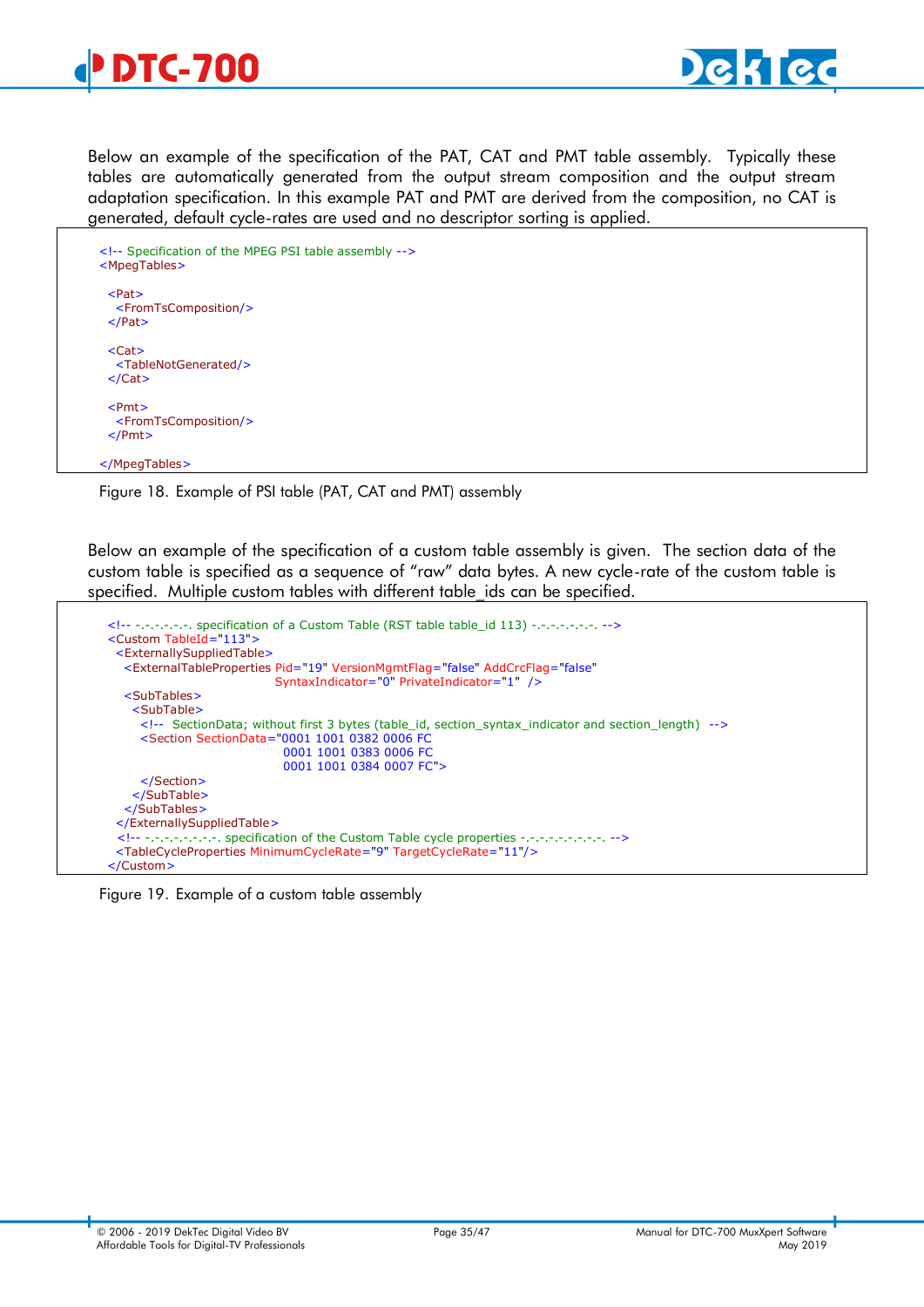Below an example of the specification of the PAT, CAT and PMT table assembly. Typically these tables are automatically generated from the output stream composition and the output stream adaptation specification. In this example PAT and PMT are derived from the composition, no CAT is generated, default cycle-rates are used and no descriptor sorting is applied.

```xml
<!-- Specification of the MPEG PSI table assembly -->
<MpegTables>

  <Pat>
    <FromTsComposition/>
  </Pat>

  <Cat>
    <TableNotGenerated/>
  </Cat>

  <Pmt>
    <FromTsComposition/>
  </Pmt>

</MpegTables>
```

Figure 18. Example of PSI table (PAT, CAT and PMT) assembly

Below an example of the specification of a custom table assembly is given. The section data of the custom table is specified as a sequence of “raw” data bytes. A new cycle-rate of the custom table is specified. Multiple custom tables with different table_ids can be specified.

```xml
<!-- -.-.-.-.-.-. specification of a Custom Table (RST table table_id 113) -.-.-.-.-.-.-. -->
<Custom TableId="113">
  <ExternallySuppliedTable>
    <ExternalTableProperties Pid="19" VersionMgmtFlag="false" AddCrcFlag="false"
                             SyntaxIndicator="0" PrivateIndicator="1"  />
    <SubTables>
      <SubTable>
        <!--  SectionData; without first 3 bytes (table_id, section_syntax_indicator and section_length)  -->
        <Section SectionData="0001 1001 0382 0006 FC
                              0001 1001 0383 0006 FC
                              0001 1001 0384 0007 FC">
        </Section>
      </SubTable>
    </SubTables>
  </ExternallySuppliedTable>
  <!-- -.-.-.-.-.-.-.-. specification of the Custom Table cycle properties -.-.-.-.-.-.-.-.-. -->
  <TableCycleProperties MinimumCycleRate="9" TargetCycleRate="11"/>
</Custom>
```

Figure 19. Example of a custom table assembly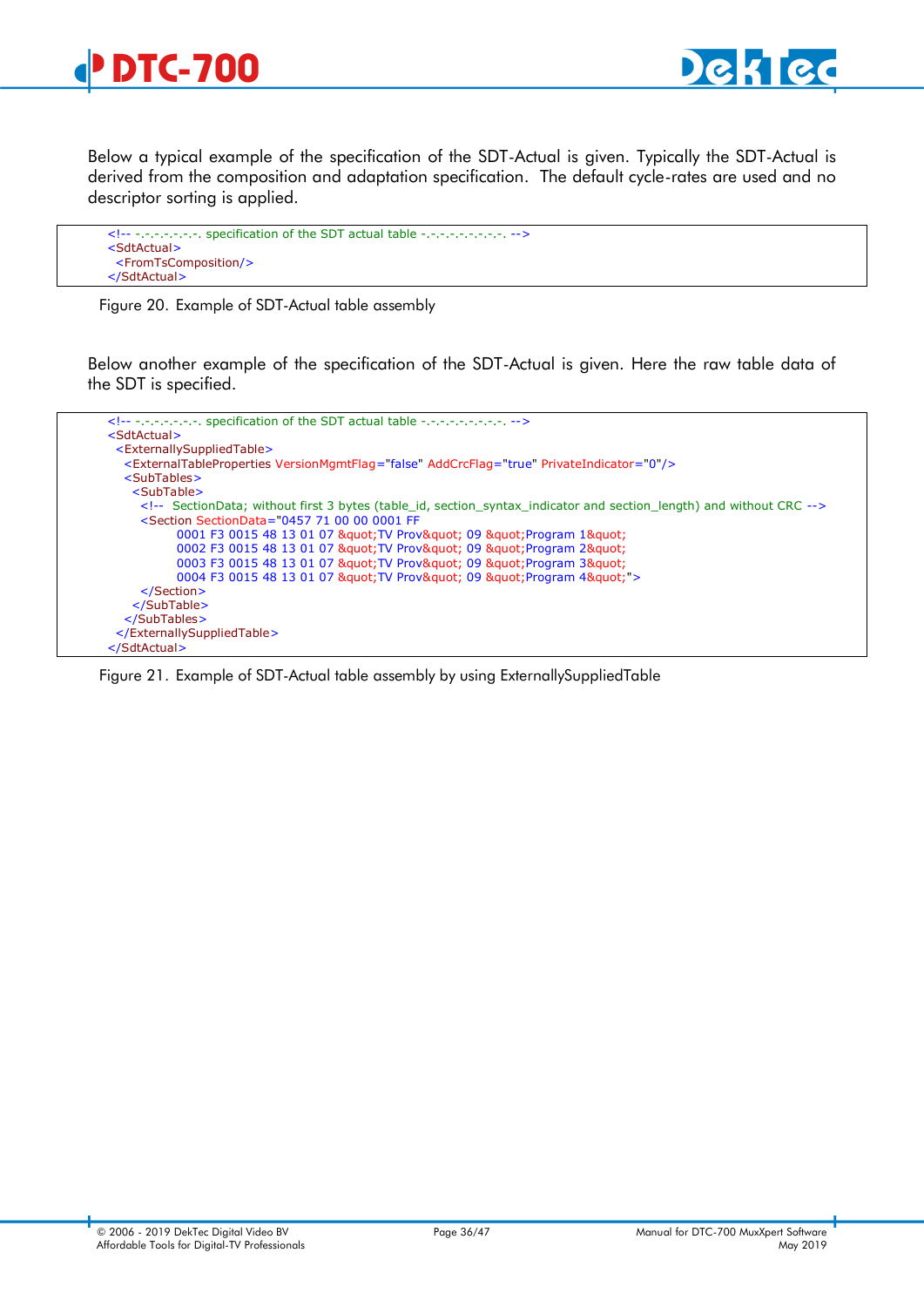Below a typical example of the specification of the SDT-Actual is given. Typically the SDT-Actual is derived from the composition and adaptation specification. The default cycle-rates are used and no descriptor sorting is applied.

```
<!-- -.-.-.-.-.-.-. specification of the SDT actual table -.-.-.-.-.-.-.-.-. -->
<SdtActual>
  <FromTsComposition/>
</SdtActual>
```

Figure 20. Example of SDT-Actual table assembly

Below another example of the specification of the SDT-Actual is given. Here the raw table data of the SDT is specified.

```
<!-- -.-.-.-.-.-.-. specification of the SDT actual table -.-.-.-.-.-.-.-.-. -->
<SdtActual>
  <ExternallySuppliedTable>
    <ExternalTableProperties VersionMgmtFlag="false" AddCrcFlag="true" PrivateIndicator="0"/>
    <SubTables>
      <SubTable>
        <!--  SectionData; without first 3 bytes (table_id, section_syntax_indicator and section_length) and without CRC -->
        <Section SectionData="0457 71 00 00 0001 FF
            0001 F3 0015 48 13 01 07 &quot;TV Prov&quot; 09 &quot;Program 1&quot;
            0002 F3 0015 48 13 01 07 &quot;TV Prov&quot; 09 &quot;Program 2&quot;
            0003 F3 0015 48 13 01 07 &quot;TV Prov&quot; 09 &quot;Program 3&quot;
            0004 F3 0015 48 13 01 07 &quot;TV Prov&quot; 09 &quot;Program 4&quot;">
        </Section>
      </SubTable>
    </SubTables>
  </ExternallySuppliedTable>
</SdtActual>
```

Figure 21. Example of SDT-Actual table assembly by using ExternallySuppliedTable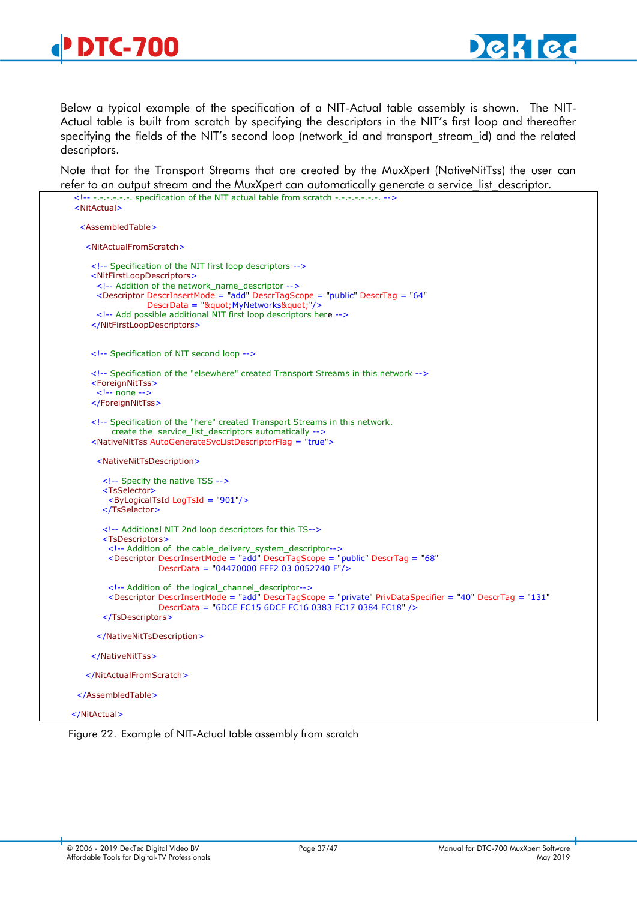Below a typical example of the specification of a NIT-Actual table assembly is shown. The NIT-Actual table is built from scratch by specifying the descriptors in the NIT's first loop and thereafter specifying the fields of the NIT's second loop (network_id and transport_stream_id) and the related descriptors.

Note that for the Transport Streams that are created by the MuxXpert (NativeNitTss) the user can refer to an output stream and the MuxXpert can automatically generate a service_list_descriptor.

```
<!-- -.-.-.-.-.-. specification of the NIT actual table from scratch -.-.-.-.-.-.-. -->
<NitActual>

  <AssembledTable>

    <NitActualFromScratch>

      <!-- Specification of the NIT first loop descriptors -->
      <NitFirstLoopDescriptors>
        <!-- Addition of the network_name_descriptor -->
        <Descriptor DescrInsertMode = "add" DescrTagScope = "public" DescrTag = "64"
                    DescrData = "&quot;MyNetworks&quot;"/>
        <!-- Add possible additional NIT first loop descriptors here -->
      </NitFirstLoopDescriptors>


      <!-- Specification of NIT second loop -->

      <!-- Specification of the "elsewhere" created Transport Streams in this network -->
      <ForeignNitTss>
        <!-- none -->
      </ForeignNitTss>

      <!-- Specification of the "here" created Transport Streams in this network.
           create the  service_list_descriptors automatically -->
      <NativeNitTss AutoGenerateSvcListDescriptorFlag = "true">

        <NativeNitTsDescription>

          <!-- Specify the native TSS -->
          <TsSelector>
            <ByLogicalTsId LogTsId = "901"/>
          </TsSelector>

          <!-- Additional NIT 2nd loop descriptors for this TS-->
          <TsDescriptors>
            <!-- Addition of  the cable_delivery_system_descriptor-->
            <Descriptor DescrInsertMode = "add" DescrTagScope = "public" DescrTag = "68"
                        DescrData = "04470000 FFF2 03 0052740 F"/>

            <!-- Addition of  the logical_channel_descriptor-->
            <Descriptor DescrInsertMode = "add" DescrTagScope = "private" PrivDataSpecifier = "40" DescrTag = "131"
                        DescrData = "6DCE FC15 6DCF FC16 0383 FC17 0384 FC18" />
          </TsDescriptors>

        </NativeNitTsDescription>

      </NativeNitTss>

    </NitActualFromScratch>

  </AssembledTable>

</NitActual>
```

Figure 22. Example of NIT-Actual table assembly from scratch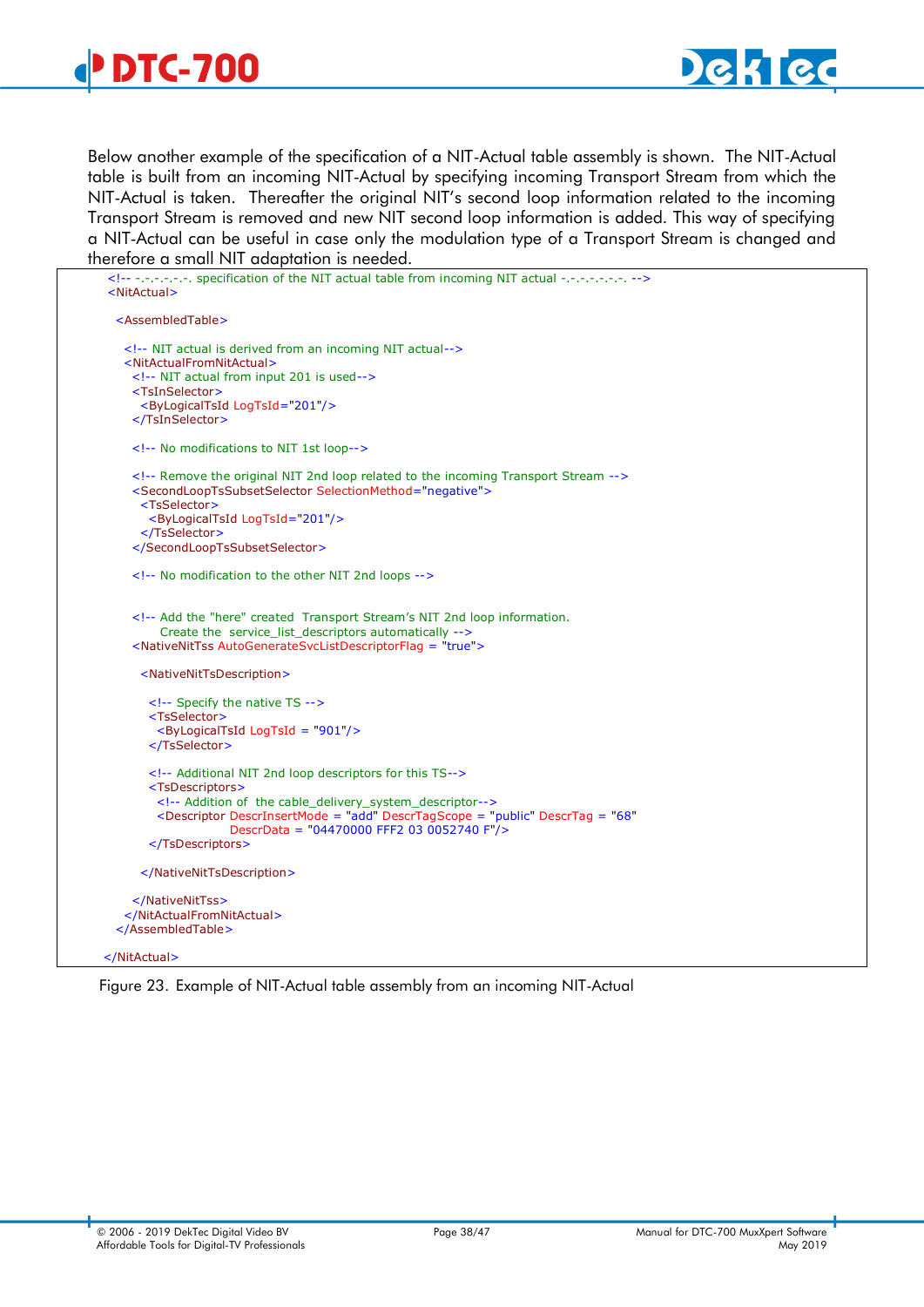Below another example of the specification of a NIT-Actual table assembly is shown. The NIT-Actual table is built from an incoming NIT-Actual by specifying incoming Transport Stream from which the NIT-Actual is taken. Thereafter the original NIT's second loop information related to the incoming Transport Stream is removed and new NIT second loop information is added. This way of specifying a NIT-Actual can be useful in case only the modulation type of a Transport Stream is changed and therefore a small NIT adaptation is needed.

```
<!-- -.-.-.-.-.-. specification of the NIT actual table from incoming NIT actual -.-.-.-.-.-.-. -->
<NitActual>

  <AssembledTable>

    <!-- NIT actual is derived from an incoming NIT actual-->
    <NitActualFromNitActual>
      <!-- NIT actual from input 201 is used-->
      <TsInSelector>
        <ByLogicalTsId LogTsId="201"/>
      </TsInSelector>

      <!-- No modifications to NIT 1st loop-->

      <!-- Remove the original NIT 2nd loop related to the incoming Transport Stream -->
      <SecondLoopTsSubsetSelector SelectionMethod="negative">
        <TsSelector>
          <ByLogicalTsId LogTsId="201"/>
        </TsSelector>
      </SecondLoopTsSubsetSelector>

      <!-- No modification to the other NIT 2nd loops -->


      <!-- Add the "here" created  Transport Stream's NIT 2nd loop information.
           Create the  service_list_descriptors automatically -->
      <NativeNitTss AutoGenerateSvcListDescriptorFlag = "true">

        <NativeNitTsDescription>

          <!-- Specify the native TS -->
          <TsSelector>
            <ByLogicalTsId LogTsId = "901"/>
          </TsSelector>

          <!-- Additional NIT 2nd loop descriptors for this TS-->
          <TsDescriptors>
            <!-- Addition of  the cable_delivery_system_descriptor-->
            <Descriptor DescrInsertMode = "add" DescrTagScope = "public" DescrTag = "68"
                     DescrData = "04470000 FFF2 03 0052740 F"/>
          </TsDescriptors>

        </NativeNitTsDescription>

      </NativeNitTss>
    </NitActualFromNitActual>
  </AssembledTable>

</NitActual>
```

Figure 23. Example of NIT-Actual table assembly from an incoming NIT-Actual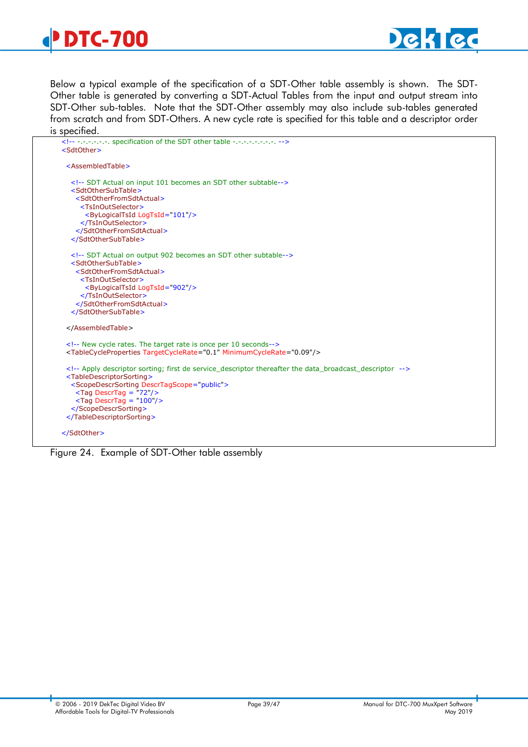Below a typical example of the specification of a SDT-Other table assembly is shown. The SDT-Other table is generated by converting a SDT-Actual Tables from the input and output stream into SDT-Other sub-tables. Note that the SDT-Other assembly may also include sub-tables generated from scratch and from SDT-Others. A new cycle rate is specified for this table and a descriptor order is specified.

```
<!-- -.-.-.-.-.-. specification of the SDT other table -.-.-.-.-.-.-.-. -->
<SdtOther>

  <AssembledTable>

    <!-- SDT Actual on input 101 becomes an SDT other subtable-->
    <SdtOtherSubTable>
      <SdtOtherFromSdtActual>
        <TsInOutSelector>
          <ByLogicalTsId LogTsId="101"/>
        </TsInOutSelector>
      </SdtOtherFromSdtActual>
    </SdtOtherSubTable>

    <!-- SDT Actual on output 902 becomes an SDT other subtable-->
    <SdtOtherSubTable>
      <SdtOtherFromSdtActual>
        <TsInOutSelector>
          <ByLogicalTsId LogTsId="902"/>
        </TsInOutSelector>
      </SdtOtherFromSdtActual>
    </SdtOtherSubTable>

  </AssembledTable>

  <!-- New cycle rates. The target rate is once per 10 seconds-->
  <TableCycleProperties TargetCycleRate="0.1" MinimumCycleRate="0.09"/>

  <!-- Apply descriptor sorting; first de service_descriptor thereafter the data_broadcast_descriptor  -->
  <TableDescriptorSorting>
    <ScopeDescrSorting DescrTagScope="public">
      <Tag DescrTag = "72"/>
      <Tag DescrTag = "100"/>
    </ScopeDescrSorting>
  </TableDescriptorSorting>

</SdtOther>
```

Figure 24. Example of SDT-Other table assembly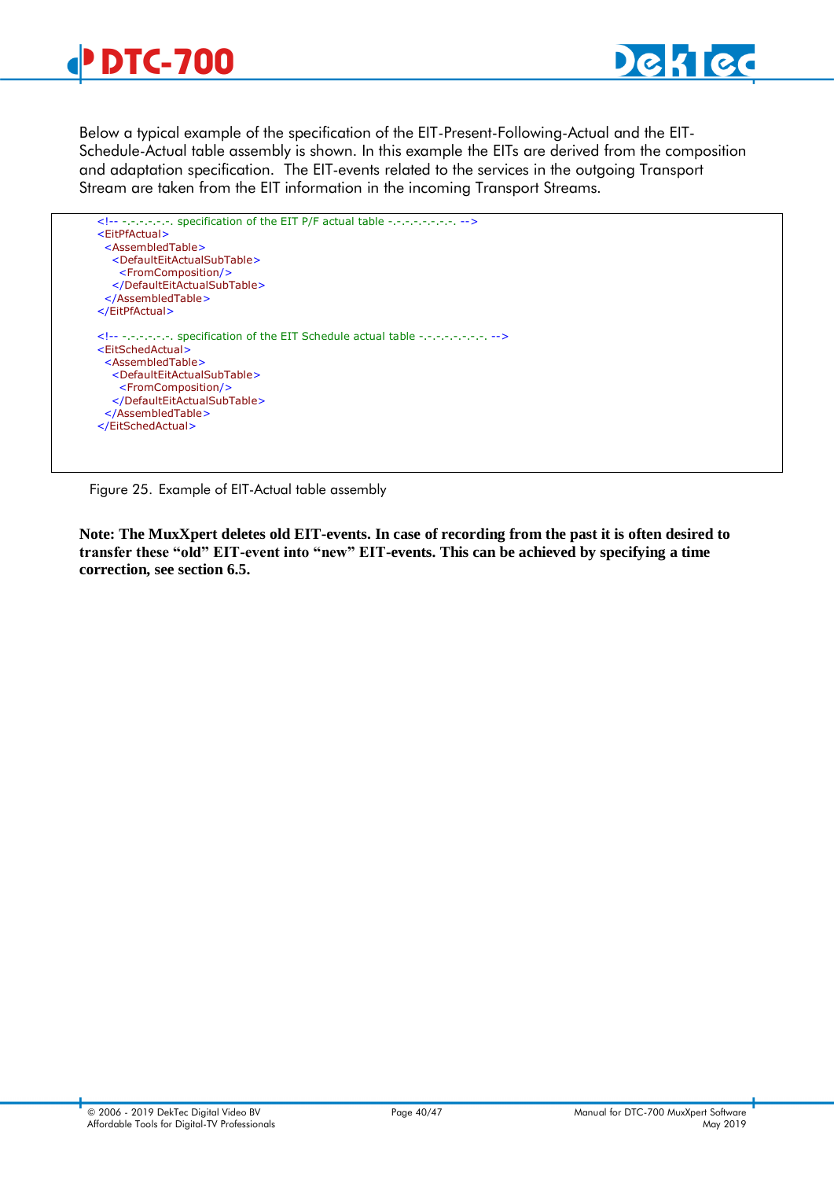Below a typical example of the specification of the EIT-Present-Following-Actual and the EIT-Schedule-Actual table assembly is shown. In this example the EITs are derived from the composition and adaptation specification. The EIT-events related to the services in the outgoing Transport Stream are taken from the EIT information in the incoming Transport Streams.

```
<!-- -.-.-.-.-.-. specification of the EIT P/F actual table -.-.-.-.-.-.-.-. -->
<EitPfActual>
  <AssembledTable>
    <DefaultEitActualSubTable>
      <FromComposition/>
    </DefaultEitActualSubTable>
  </AssembledTable>
</EitPfActual>

<!-- -.-.-.-.-.-. specification of the EIT Schedule actual table -.-.-.-.-.-.-.-. -->
<EitSchedActual>
  <AssembledTable>
    <DefaultEitActualSubTable>
      <FromComposition/>
    </DefaultEitActualSubTable>
  </AssembledTable>
</EitSchedActual>
```

Figure 25. Example of EIT-Actual table assembly

**Note: The MuxXpert deletes old EIT-events. In case of recording from the past it is often desired to transfer these “old” EIT-event into “new” EIT-events. This can be achieved by specifying a time correction, see section 6.5.**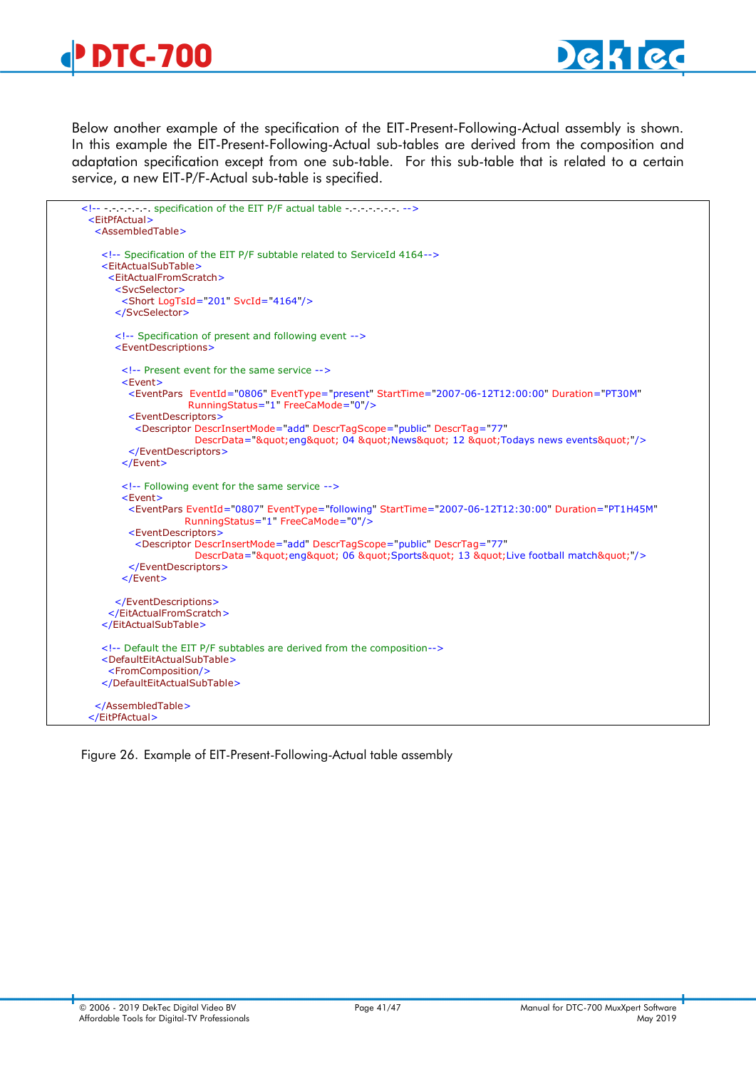Below another example of the specification of the EIT-Present-Following-Actual assembly is shown. In this example the EIT-Present-Following-Actual sub-tables are derived from the composition and adaptation specification except from one sub-table. For this sub-table that is related to a certain service, a new EIT-P/F-Actual sub-table is specified.

```
<!-- -.-.-.-.-.-. specification of the EIT P/F actual table -.-.-.-.-.-.-. -->
 <EitPfActual>
  <AssembledTable>

   <!-- Specification of the EIT P/F subtable related to ServiceId 4164-->
   <EitActualSubTable>
    <EitActualFromScratch>
     <SvcSelector>
      <Short LogTsId="201" SvcId="4164"/>
     </SvcSelector>

     <!-- Specification of present and following event -->
     <EventDescriptions>

      <!-- Present event for the same service -->
      <Event>
       <EventPars  EventId="0806" EventType="present" StartTime="2007-06-12T12:00:00" Duration="PT30M"
                  RunningStatus="1" FreeCaMode="0"/>
       <EventDescriptors>
        <Descriptor DescrInsertMode="add" DescrTagScope="public" DescrTag="77"
                    DescrData="&quot;eng&quot; 04 &quot;News&quot; 12 &quot;Todays news events&quot;"/>
       </EventDescriptors>
      </Event>

      <!-- Following event for the same service -->
      <Event>
       <EventPars EventId="0807" EventType="following" StartTime="2007-06-12T12:30:00" Duration="PT1H45M"
                 RunningStatus="1" FreeCaMode="0"/>
       <EventDescriptors>
        <Descriptor DescrInsertMode="add" DescrTagScope="public" DescrTag="77"
                    DescrData="&quot;eng&quot; 06 &quot;Sports&quot; 13 &quot;Live football match&quot;"/>
       </EventDescriptors>
      </Event>

     </EventDescriptions>
    </EitActualFromScratch>
   </EitActualSubTable>

   <!-- Default the EIT P/F subtables are derived from the composition-->
   <DefaultEitActualSubTable>
    <FromComposition/>
   </DefaultEitActualSubTable>

  </AssembledTable>
 </EitPfActual>
```

Figure 26. Example of EIT-Present-Following-Actual table assembly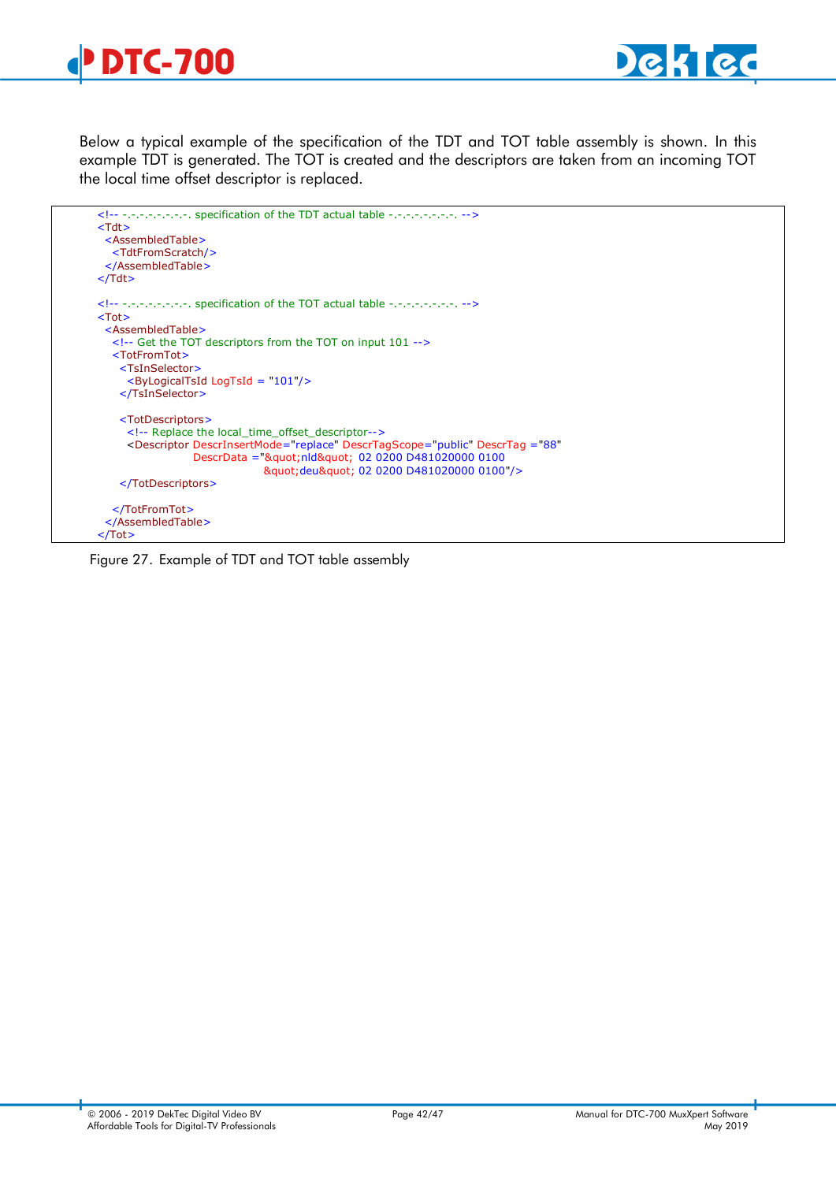Below a typical example of the specification of the TDT and TOT table assembly is shown. In this example TDT is generated. The TOT is created and the descriptors are taken from an incoming TOT the local time offset descriptor is replaced.

```
<!-- -.-.-.-.-.-.-. specification of the TDT actual table -.-.-.-.-.-.-.-. -->
<Tdt>
 <AssembledTable>
  <TdtFromScratch/>
 </AssembledTable>
</Tdt>

<!-- -.-.-.-.-.-.-. specification of the TOT actual table -.-.-.-.-.-.-.-. -->
<Tot>
 <AssembledTable>
  <!-- Get the TOT descriptors from the TOT on input 101 -->
  <TotFromTot>
   <TsInSelector>
    <ByLogicalTsId LogTsId = "101"/>
   </TsInSelector>

   <TotDescriptors>
    <!-- Replace the local_time_offset_descriptor-->
    <Descriptor DescrInsertMode="replace" DescrTagScope="public" DescrTag ="88"
             DescrData ="&quot;nld&quot;  02 0200 D481020000 0100
                        &quot;deu&quot; 02 0200 D481020000 0100"/>
   </TotDescriptors>

  </TotFromTot>
 </AssembledTable>
</Tot>
```

Figure 27. Example of TDT and TOT table assembly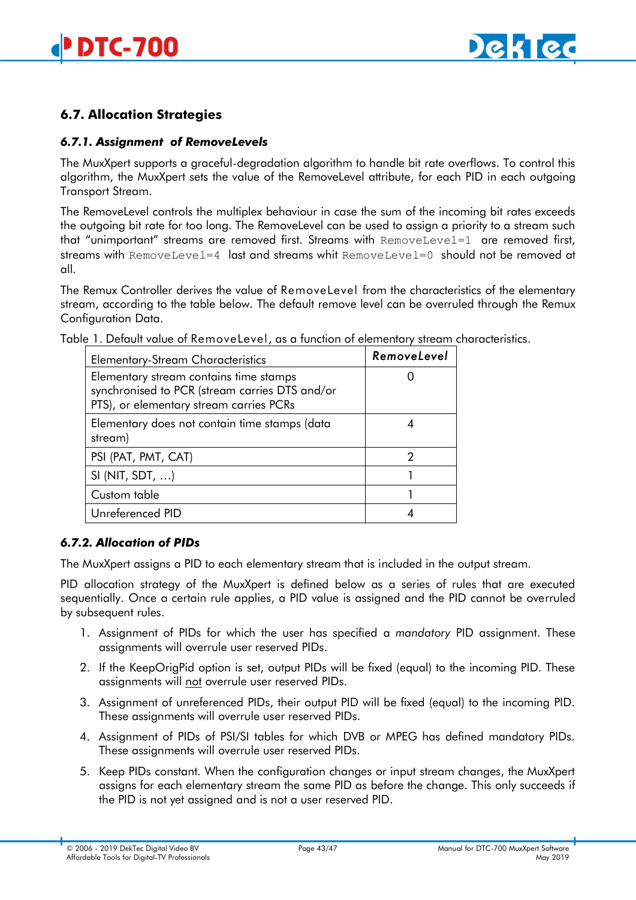## 6.7. Allocation Strategies

### *6.7.1. Assignment of RemoveLevels*

The MuxXpert supports a graceful-degradation algorithm to handle bit rate overflows. To control this algorithm, the MuxXpert sets the value of the RemoveLevel attribute, for each PID in each outgoing Transport Stream.

The RemoveLevel controls the multiplex behaviour in case the sum of the incoming bit rates exceeds the outgoing bit rate for too long. The RemoveLevel can be used to assign a priority to a stream such that "unimportant" streams are removed first. Streams with `RemoveLevel=1` are removed first, streams with `RemoveLevel=4` last and streams whit `RemoveLevel=0` should not be removed at all.

The Remux Controller derives the value of RemoveLevel from the characteristics of the elementary stream, according to the table below. The default remove level can be overruled through the Remux Configuration Data.

Table 1. Default value of RemoveLevel, as a function of elementary stream characteristics.

| Elementary-Stream Characteristics | *RemoveLevel* |
|---|---|
| Elementary stream contains time stamps synchronised to PCR (stream carries DTS and/or PTS), or elementary stream carries PCRs | 0 |
| Elementary does not contain time stamps (data stream) | 4 |
| PSI (PAT, PMT, CAT) | 2 |
| SI (NIT, SDT, …) | 1 |
| Custom table | 1 |
| Unreferenced PID | 4 |

### *6.7.2. Allocation of PIDs*

The MuxXpert assigns a PID to each elementary stream that is included in the output stream.

PID allocation strategy of the MuxXpert is defined below as a series of rules that are executed sequentially. Once a certain rule applies, a PID value is assigned and the PID cannot be overruled by subsequent rules.

1. Assignment of PIDs for which the user has specified a *mandatory* PID assignment. These assignments will overrule user reserved PIDs.
2. If the KeepOrigPid option is set, output PIDs will be fixed (equal) to the incoming PID. These assignments will not overrule user reserved PIDs.
3. Assignment of unreferenced PIDs, their output PID will be fixed (equal) to the incoming PID. These assignments will overrule user reserved PIDs.
4. Assignment of PIDs of PSI/SI tables for which DVB or MPEG has defined mandatory PIDs. These assignments will overrule user reserved PIDs.
5. Keep PIDs constant. When the configuration changes or input stream changes, the MuxXpert assigns for each elementary stream the same PID as before the change. This only succeeds if the PID is not yet assigned and is not a user reserved PID.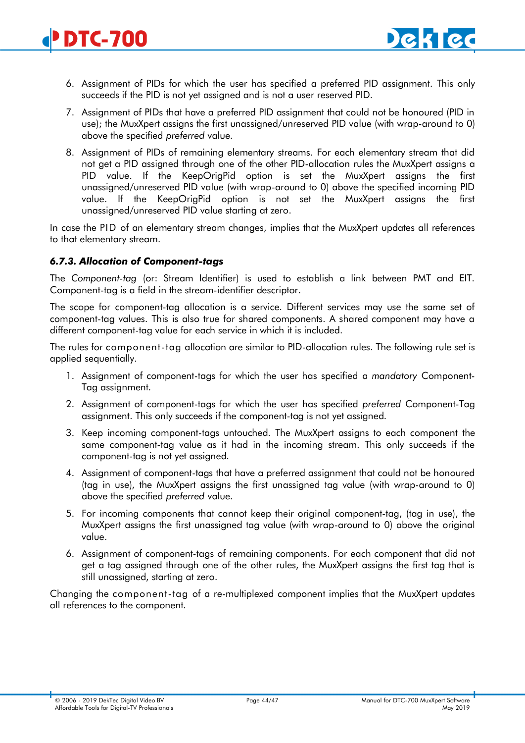6. Assignment of PIDs for which the user has specified a preferred PID assignment. This only succeeds if the PID is not yet assigned and is not a user reserved PID.
7. Assignment of PIDs that have a preferred PID assignment that could not be honoured (PID in use); the MuxXpert assigns the first unassigned/unreserved PID value (with wrap-around to 0) above the specified *preferred* value.
8. Assignment of PIDs of remaining elementary streams. For each elementary stream that did not get a PID assigned through one of the other PID-allocation rules the MuxXpert assigns a PID value. If the KeepOrigPid option is set the MuxXpert assigns the first unassigned/unreserved PID value (with wrap-around to 0) above the specified incoming PID value. If the KeepOrigPid option is not set the MuxXpert assigns the first unassigned/unreserved PID value starting at zero.

In case the PID of an elementary stream changes, implies that the MuxXpert updates all references to that elementary stream.

### 6.7.3. Allocation of Component-tags

The *Component-tag* (or: Stream Identifier) is used to establish a link between PMT and EIT. Component-tag is a field in the stream-identifier descriptor.

The scope for component-tag allocation is a service. Different services may use the same set of component-tag values. This is also true for shared components. A shared component may have a different component-tag value for each service in which it is included.

The rules for component-tag allocation are similar to PID-allocation rules. The following rule set is applied sequentially.

1. Assignment of component-tags for which the user has specified a *mandatory* Component-Tag assignment.
2. Assignment of component-tags for which the user has specified *preferred* Component-Tag assignment. This only succeeds if the component-tag is not yet assigned.
3. Keep incoming component-tags untouched. The MuxXpert assigns to each component the same component-tag value as it had in the incoming stream. This only succeeds if the component-tag is not yet assigned.
4. Assignment of component-tags that have a preferred assignment that could not be honoured (tag in use), the MuxXpert assigns the first unassigned tag value (with wrap-around to 0) above the specified *preferred* value.
5. For incoming components that cannot keep their original component-tag, (tag in use), the MuxXpert assigns the first unassigned tag value (with wrap-around to 0) above the original value.
6. Assignment of component-tags of remaining components. For each component that did not get a tag assigned through one of the other rules, the MuxXpert assigns the first tag that is still unassigned, starting at zero.

Changing the component-tag of a re-multiplexed component implies that the MuxXpert updates all references to the component.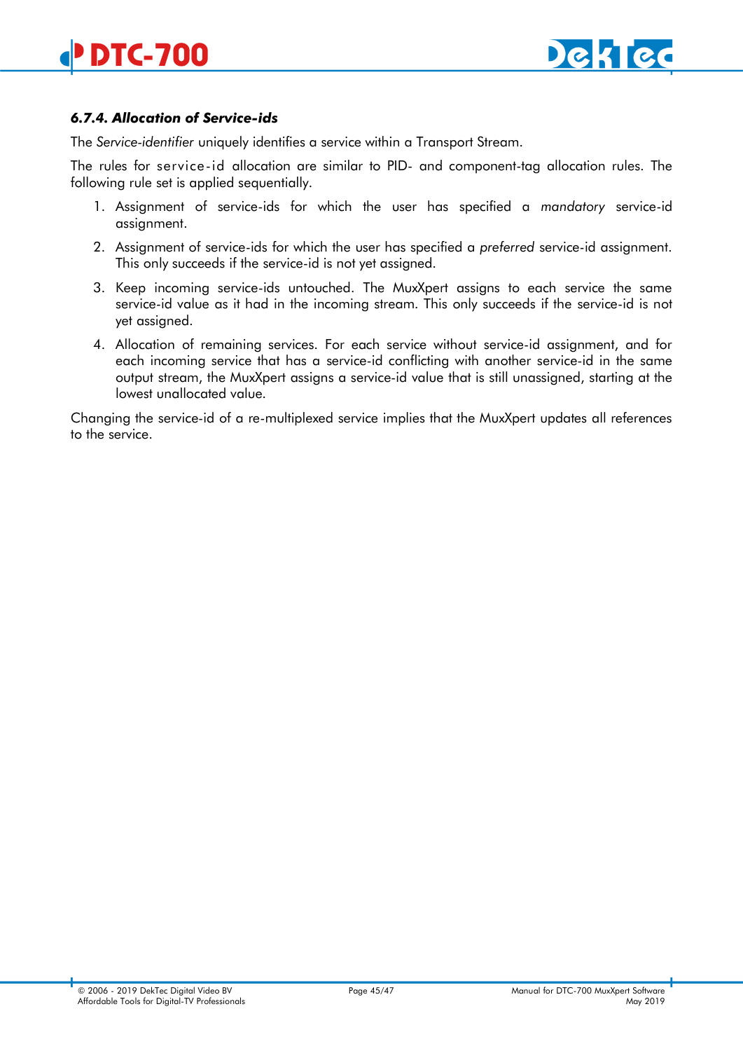#### *6.7.4. Allocation of Service-ids*

The *Service-identifier* uniquely identifies a service within a Transport Stream.

The rules for service-id allocation are similar to PID- and component-tag allocation rules. The following rule set is applied sequentially.

1. Assignment of service-ids for which the user has specified a *mandatory* service-id assignment.
2. Assignment of service-ids for which the user has specified a *preferred* service-id assignment. This only succeeds if the service-id is not yet assigned.
3. Keep incoming service-ids untouched. The MuxXpert assigns to each service the same service-id value as it had in the incoming stream. This only succeeds if the service-id is not yet assigned.
4. Allocation of remaining services. For each service without service-id assignment, and for each incoming service that has a service-id conflicting with another service-id in the same output stream, the MuxXpert assigns a service-id value that is still unassigned, starting at the lowest unallocated value.

Changing the service-id of a re-multiplexed service implies that the MuxXpert updates all references to the service.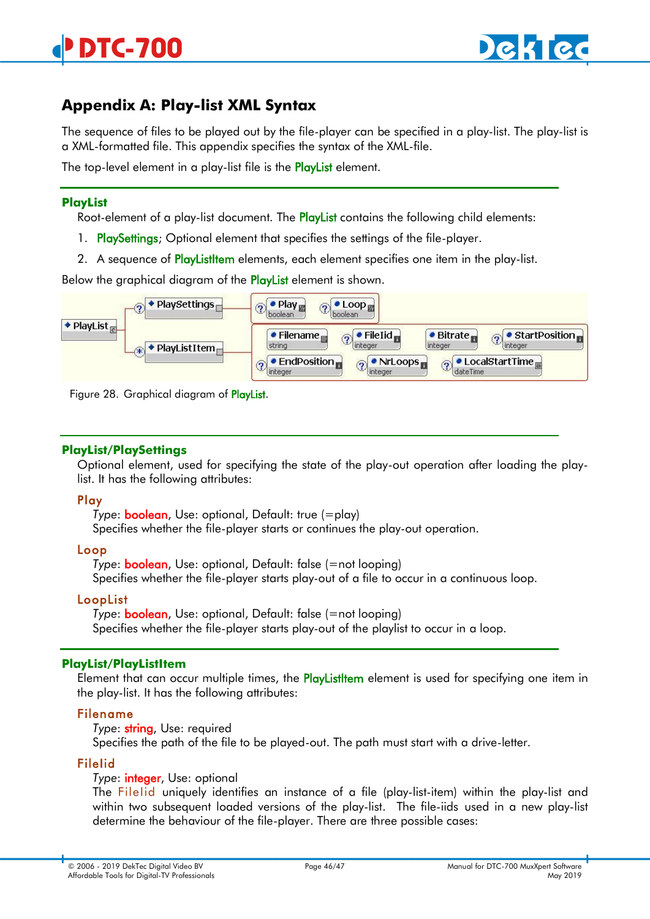## Appendix A: Play-list XML Syntax

The sequence of files to be played out by the file-player can be specified in a play-list. The play-list is a XML-formatted file. This appendix specifies the syntax of the XML-file.

The top-level element in a play-list file is the PlayList element.

### PlayList

Root-element of a play-list document. The PlayList contains the following child elements:

1. PlaySettings; Optional element that specifies the settings of the file-player.
2. A sequence of PlayListItem elements, each element specifies one item in the play-list.

Below the graphical diagram of the PlayList element is shown.

Figure 28. Graphical diagram of PlayList.

### PlayList/PlaySettings

Optional element, used for specifying the state of the play-out operation after loading the play-list. It has the following attributes:

**Play**

*Type*: boolean, Use: optional, Default: true (=play)
Specifies whether the file-player starts or continues the play-out operation.

**Loop**

*Type*: boolean, Use: optional, Default: false (=not looping)
Specifies whether the file-player starts play-out of a file to occur in a continuous loop.

**LoopList**

*Type*: boolean, Use: optional, Default: false (=not looping)
Specifies whether the file-player starts play-out of the playlist to occur in a loop.

### PlayList/PlayListItem

Element that can occur multiple times, the PlayListItem element is used for specifying one item in the play-list. It has the following attributes:

**Filename**

*Type*: string, Use: required
Specifies the path of the file to be played-out. The path must start with a drive-letter.

**FileId**

*Type*: integer, Use: optional
The FileId uniquely identifies an instance of a file (play-list-item) within the play-list and within two subsequent loaded versions of the play-list. The file-iids used in a new play-list determine the behaviour of the file-player. There are three possible cases: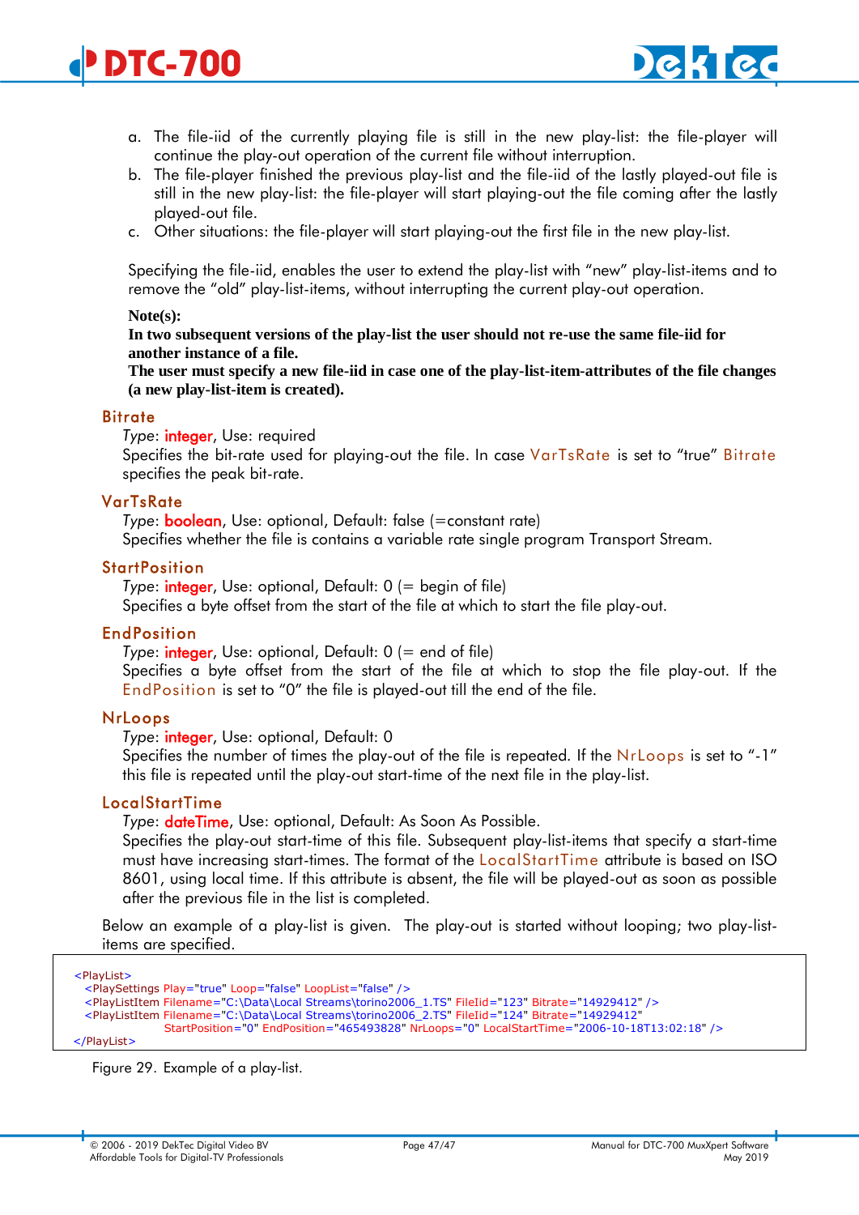a. The file-iid of the currently playing file is still in the new play-list: the file-player will continue the play-out operation of the current file without interruption.
b. The file-player finished the previous play-list and the file-iid of the lastly played-out file is still in the new play-list: the file-player will start playing-out the file coming after the lastly played-out file.
c. Other situations: the file-player will start playing-out the first file in the new play-list.

Specifying the file-iid, enables the user to extend the play-list with “new” play-list-items and to remove the “old” play-list-items, without interrupting the current play-out operation.

**Note(s):**
**In two subsequent versions of the play-list the user should not re-use the same file-iid for another instance of a file.**
**The user must specify a new file-iid in case one of the play-list-item-attributes of the file changes (a new play-list-item is created).**

#### Bitrate

*Type*: **integer**, Use: required
Specifies the bit-rate used for playing-out the file. In case VarTsRate is set to “true” Bitrate specifies the peak bit-rate.

#### VarTsRate

*Type*: **boolean**, Use: optional, Default: false (=constant rate)
Specifies whether the file is contains a variable rate single program Transport Stream.

#### StartPosition

*Type*: **integer**, Use: optional, Default: 0 (= begin of file)
Specifies a byte offset from the start of the file at which to start the file play-out.

#### EndPosition

*Type*: **integer**, Use: optional, Default: 0 (= end of file)
Specifies a byte offset from the start of the file at which to stop the file play-out. If the EndPosition is set to “0” the file is played-out till the end of the file.

#### NrLoops

*Type*: **integer**, Use: optional, Default: 0
Specifies the number of times the play-out of the file is repeated. If the NrLoops is set to “-1” this file is repeated until the play-out start-time of the next file in the play-list.

#### LocalStartTime

*Type*: **dateTime**, Use: optional, Default: As Soon As Possible.
Specifies the play-out start-time of this file. Subsequent play-list-items that specify a start-time must have increasing start-times. The format of the LocalStartTime attribute is based on ISO 8601, using local time. If this attribute is absent, the file will be played-out as soon as possible after the previous file in the list is completed.

Below an example of a play-list is given. The play-out is started without looping; two play-list-items are specified.

```
<PlayList>
  <PlaySettings Play="true" Loop="false" LoopList="false" />
  <PlayListItem Filename="C:\Data\Local Streams\torino2006_1.TS" FileIid="123" Bitrate="14929412" />
  <PlayListItem Filename="C:\Data\Local Streams\torino2006_2.TS" FileIid="124" Bitrate="14929412"
                StartPosition="0" EndPosition="465493828" NrLoops="0" LocalStartTime="2006-10-18T13:02:18" />
</PlayList>
```

Figure 29. Example of a play-list.